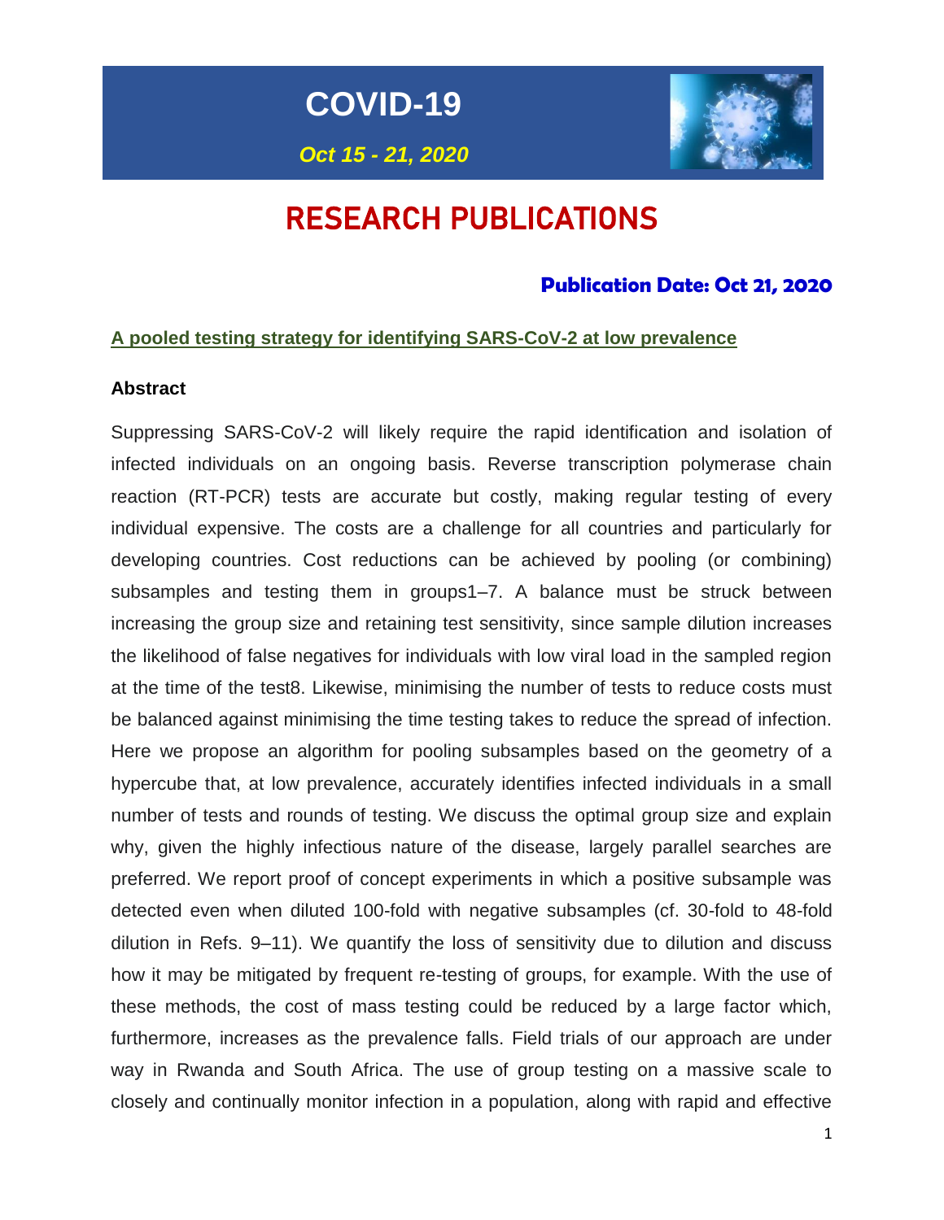# COVID-19

*Oct 15 - 21, 2020*

# RESEARCH PUBLICATIONS

### Publication Date: Oct 21, 2020

**A pooled testing strategy for identifying SARS-CoV-2 at low prevalence**

**Abstract**

Suppressing SARS-CoV-2 will likely require the rapid identification and isolation of infected individuals on an ongoing basis. Reverse transcription polymerase chain reaction (RT-PCR) tests are accurate but costly, making regular testing of every individual expensive. The costs are a challenge for all countries and particularly for developing countries. Cost reductions can be achieved by pooling (or combining) subsamples and testing them in groups1–7. A balance must be struck between increasing the group size and retaining test sensitivity, since sample dilution increases the likelihood of false negatives for individuals with low viral load in the sampled region at the time of the test8. Likewise, minimising the number of tests to reduce costs must be balanced against minimising the time testing takes to reduce the spread of infection. Here we propose an algorithm for pooling subsamples based on the geometry of a hypercube that, at low prevalence, accurately identifies infected individuals in a small number of tests and rounds of testing. We discuss the optimal group size and explain why, given the highly infectious nature of the disease, largely parallel searches are preferred. We report proof of concept experiments in which a positive subsample was detected even when diluted 100-fold with negative subsamples (cf. 30-fold to 48-fold dilution in Refs. 9–11). We quantify the loss of sensitivity due to dilution and discuss how it may be mitigated by frequent re-testing of groups, for example. With the use of these methods, the cost of mass testing could be reduced by a large factor which, furthermore, increases as the prevalence falls. Field trials of our approach are under way in Rwanda and South Africa. The use of group testing on a massive scale to closely and continually monitor infection in a population, along with rapid and effective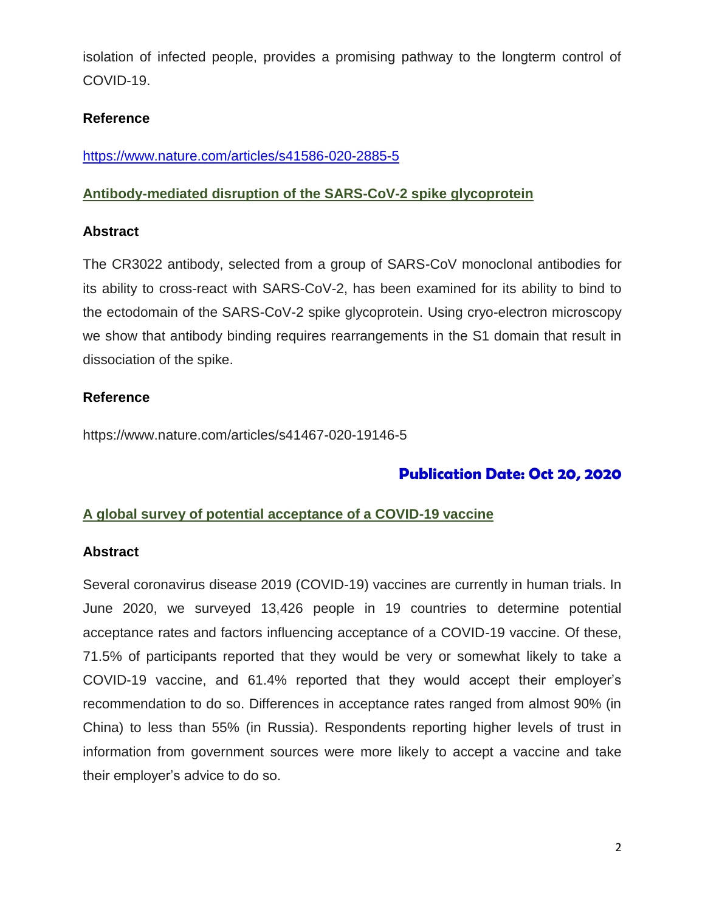isolation of infected people, provides a promising pathway to the longterm control of COVID-19.

**Reference**

https://www.nature.com/articles/s41586-020-2885-5

## Antibody-mediated disruption of the SARS-CoV-2 spike glycoprotein

**Abstract**

The CR3022 antibody, selected from a group of SARS-CoV monoclonal antibodies for its ability to cross-react with SARS-CoV-2, has been examined for its ability to bind to the ectodomain of the SARS-CoV-2 spike glycoprotein. Using cryo-electron microscopy we show that antibody binding requires rearrangements in the S1 domain that result in dissociation of the spike.

**Reference**

https://www.nature.com/articles/s41467-020-19146-5

# Publication Date: Oct 20, 2020

## A global survey of potential acceptance of a COVID-19 vaccine

**Abstract**

Several coronavirus disease 2019 (COVID-19) vaccines are currently in human trials. In June 2020, we surveyed 13,426 people in 19 countries to determine potential acceptance rates and factors influencing acceptance of a COVID-19 vaccine. Of these, 71.5% of participants reported that they would be very or somewhat likely to take a COVID-19 vaccine, and 61.4% reported that they would accept their employer's recommendation to do so. Differences in acceptance rates ranged from almost 90% (in China) to less than 55% (in Russia). Respondents reporting higher levels of trust in information from government sources were more likely to accept a vaccine and take their employer's advice to do so.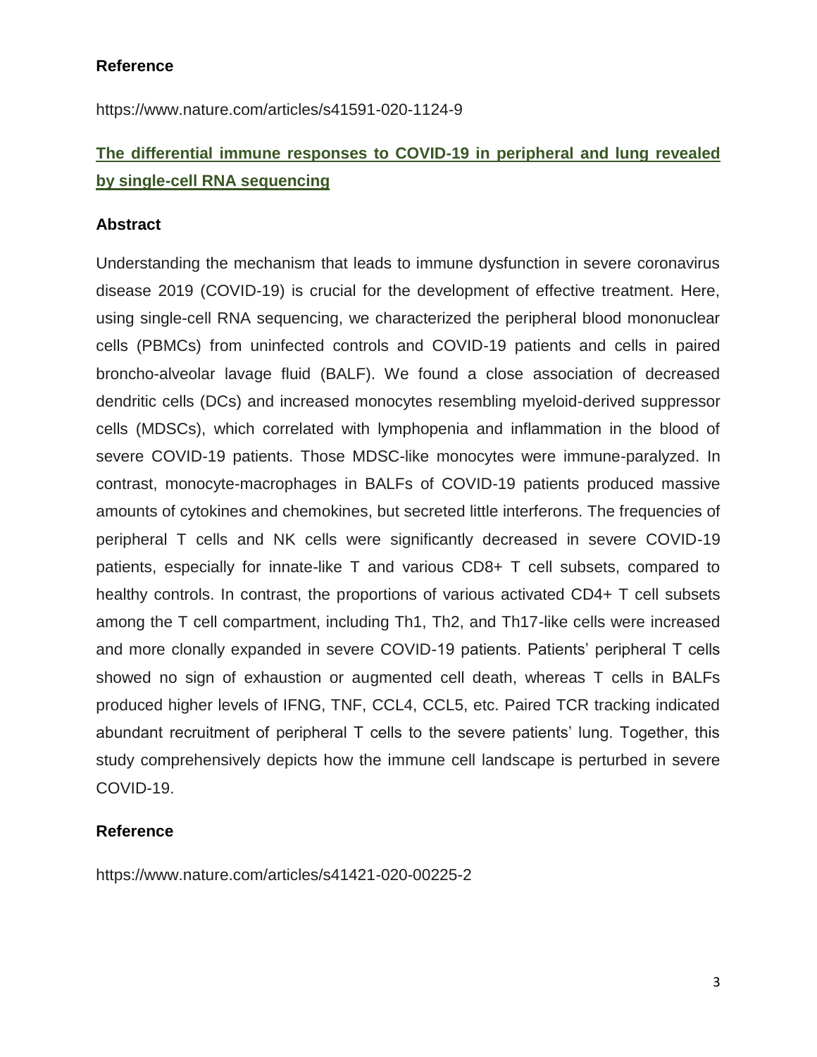**Reference**

https://www.nature.com/articles/s41591-020-1124-9

## The differential immune responses to COVID-19 in peripheral and lung revealed by single-cell RNA sequencing

**Abstract**

Understanding the mechanism that leads to immune dysfunction in severe coronavirus disease 2019 (COVID-19) is crucial for the development of effective treatment. Here, using single-cell RNA sequencing, we characterized the peripheral blood mononuclear cells (PBMCs) from uninfected controls and COVID-19 patients and cells in paired broncho-alveolar lavage fluid (BALF). We found a close association of decreased dendritic cells (DCs) and increased monocytes resembling myeloid-derived suppressor cells (MDSCs), which correlated with lymphopenia and inflammation in the blood of severe COVID-19 patients. Those MDSC-like monocytes were immune-paralyzed. In contrast, monocyte-macrophages in BALFs of COVID-19 patients produced massive amounts of cytokines and chemokines, but secreted little interferons. The frequencies of peripheral T cells and NK cells were significantly decreased in severe COVID-19 patients, especially for innate-like T and various CD8+ T cell subsets, compared to healthy controls. In contrast, the proportions of various activated CD4+ T cell subsets among the T cell compartment, including Th1, Th2, and Th17-like cells were increased and more clonally expanded in severe COVID-19 patients. Patients' peripheral T cells showed no sign of exhaustion or augmented cell death, whereas T cells in BALFs produced higher levels of IFNG, TNF, CCL4, CCL5, etc. Paired TCR tracking indicated abundant recruitment of peripheral T cells to the severe patients' lung. Together, this study comprehensively depicts how the immune cell landscape is perturbed in severe COVID-19.

**Reference**

https://www.nature.com/articles/s41421-020-00225-2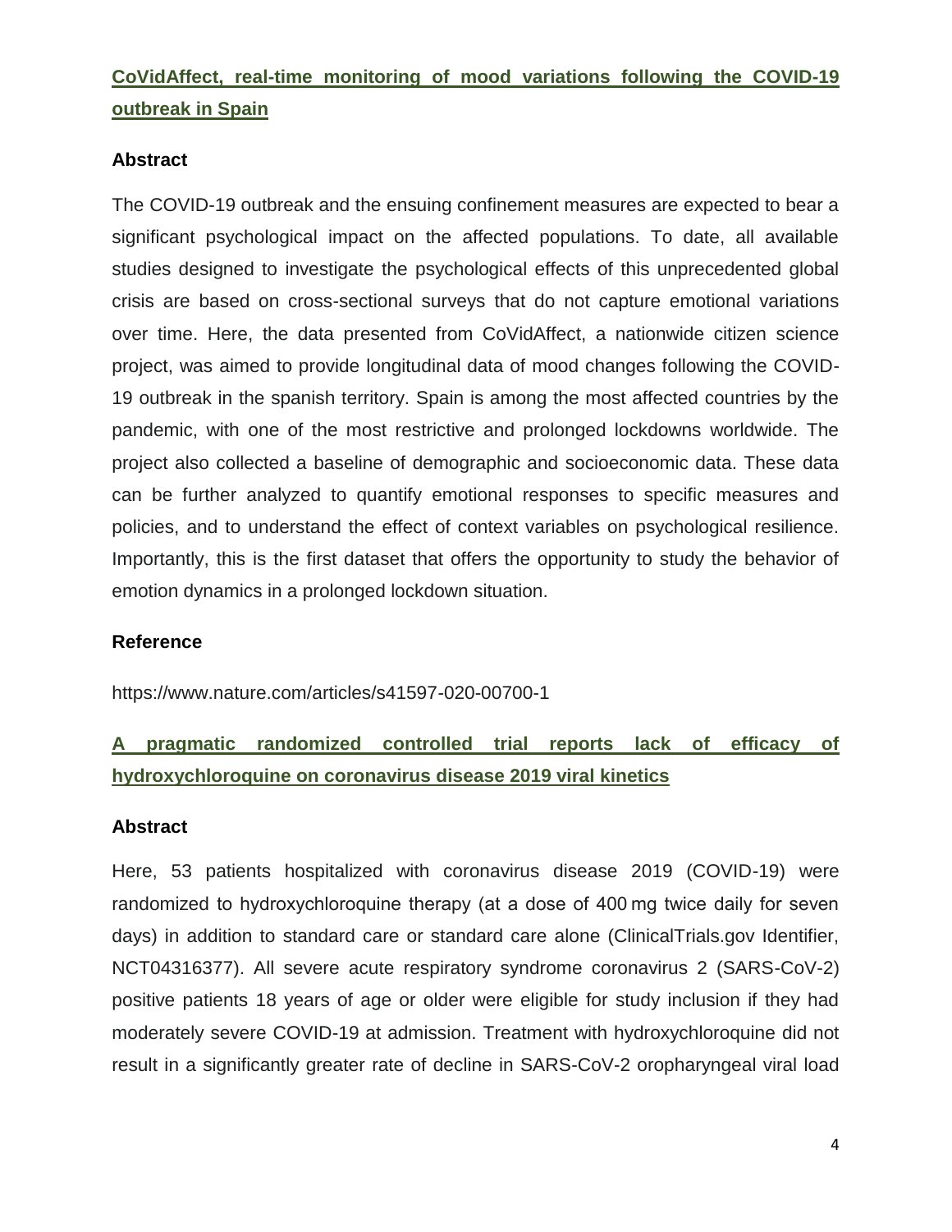## CoVidAffect, real-time monitoring of mood variations following the COVID-19 outbreak in Spain

### Abstract

The COVID-19 outbreak and the ensuing confinement measures are expected to bear a significant psychological impact on the affected populations. To date, all available studies designed to investigate the psychological effects of this unprecedented global crisis are based on cross-sectional surveys that do not capture emotional variations over time. Here, the data presented from CoVidAffect, a nationwide citizen science project, was aimed to provide longitudinal data of mood changes following the COVID-19 outbreak in the spanish territory. Spain is among the most affected countries by the pandemic, with one of the most restrictive and prolonged lockdowns worldwide. The project also collected a baseline of demographic and socioeconomic data. These data can be further analyzed to quantify emotional responses to specific measures and policies, and to understand the effect of context variables on psychological resilience. Importantly, this is the first dataset that offers the opportunity to study the behavior of emotion dynamics in a prolonged lockdown situation.

### Reference

https://www.nature.com/articles/s41597-020-00700-1

## A pragmatic randomized controlled trial reports lack of efficacy of hydroxychloroquine on coronavirus disease 2019 viral kinetics

### Abstract

Here, 53 patients hospitalized with coronavirus disease 2019 (COVID-19) were randomized to hydroxychloroquine therapy (at a dose of 400 mg twice daily for seven days) in addition to standard care or standard care alone (ClinicalTrials.gov Identifier, NCT04316377). All severe acute respiratory syndrome coronavirus 2 (SARS-CoV-2) positive patients 18 years of age or older were eligible for study inclusion if they had moderately severe COVID-19 at admission. Treatment with hydroxychloroquine did not result in a significantly greater rate of decline in SARS-CoV-2 oropharyngeal viral load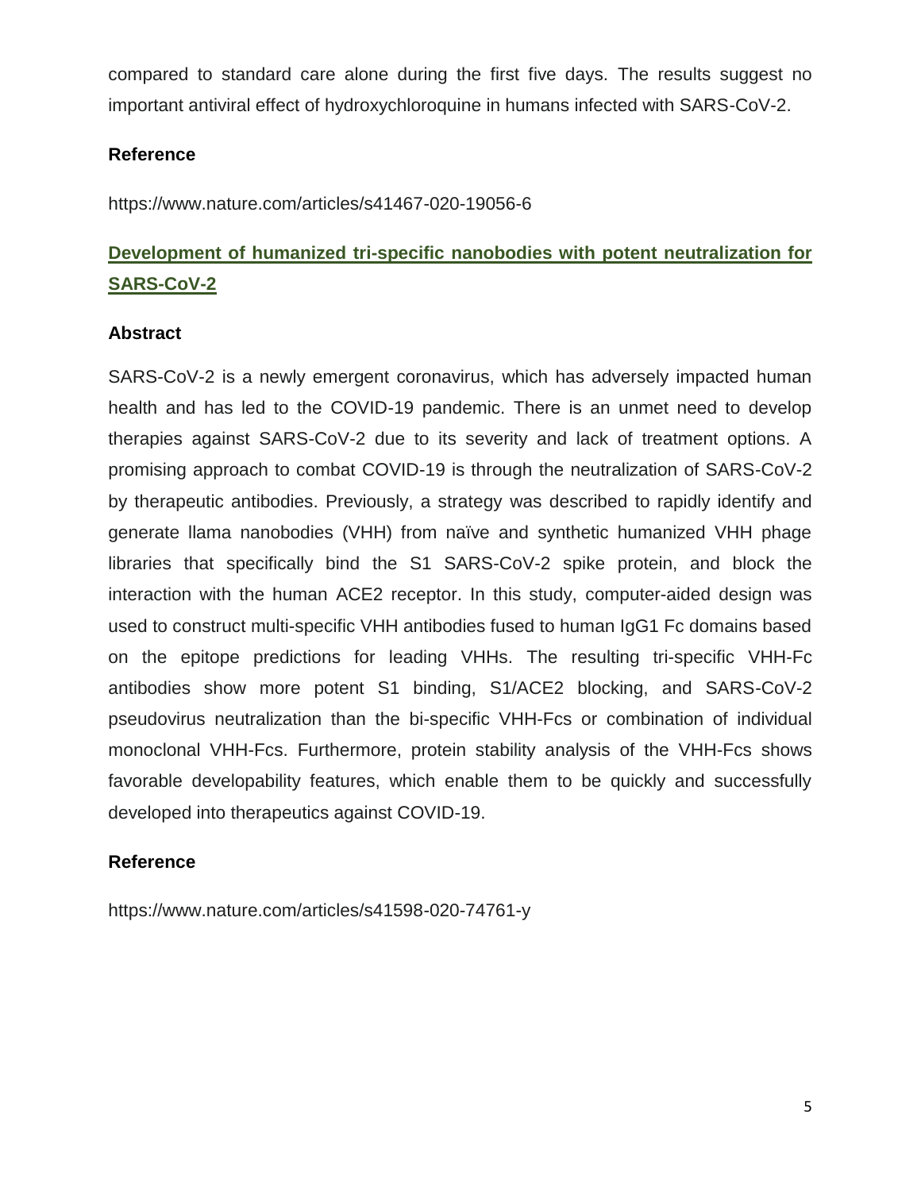compared to standard care alone during the first five days. The results suggest no important antiviral effect of hydroxychloroquine in humans infected with SARS-CoV-2.

### Reference

https://www.nature.com/articles/s41467-020-19056-6

## Development of humanized tri-specific nanobodies with potent neutralization for SARS-CoV-2

### Abstract

SARS-CoV-2 is a newly emergent coronavirus, which has adversely impacted human health and has led to the COVID-19 pandemic. There is an unmet need to develop therapies against SARS-CoV-2 due to its severity and lack of treatment options. A promising approach to combat COVID-19 is through the neutralization of SARS-CoV-2 by therapeutic antibodies. Previously, a strategy was described to rapidly identify and generate llama nanobodies (VHH) from naïve and synthetic humanized VHH phage libraries that specifically bind the S1 SARS-CoV-2 spike protein, and block the interaction with the human ACE2 receptor. In this study, computer-aided design was used to construct multi-specific VHH antibodies fused to human IgG1 Fc domains based on the epitope predictions for leading VHHs. The resulting tri-specific VHH-Fc antibodies show more potent S1 binding, S1/ACE2 blocking, and SARS-CoV-2 pseudovirus neutralization than the bi-specific VHH-Fcs or combination of individual monoclonal VHH-Fcs. Furthermore, protein stability analysis of the VHH-Fcs shows favorable developability features, which enable them to be quickly and successfully developed into therapeutics against COVID-19.

### Reference

https://www.nature.com/articles/s41598-020-74761-y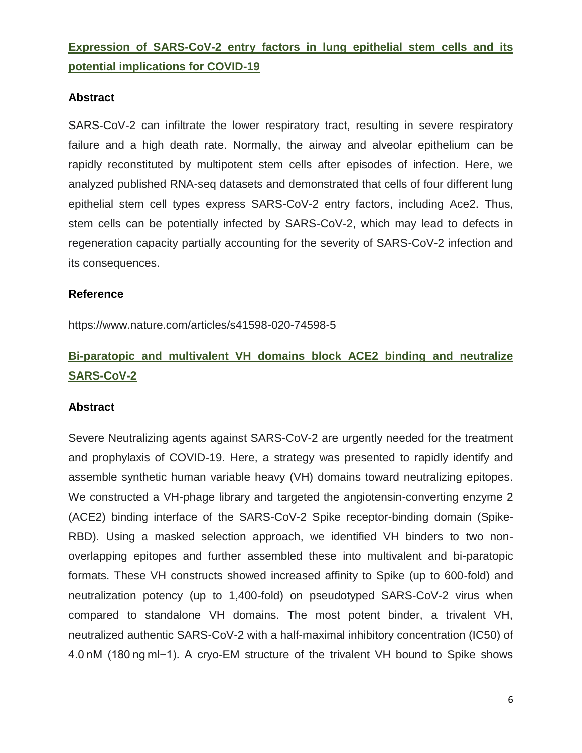## [Expression of SARS-CoV-2 entry factors in lung epithelial stem cells and its potential implications for COVID-19](https://www.nature.com/articles/s41598-020-74598-5)

### Abstract

SARS-CoV-2 can infiltrate the lower respiratory tract, resulting in severe respiratory failure and a high death rate. Normally, the airway and alveolar epithelium can be rapidly reconstituted by multipotent stem cells after episodes of infection. Here, we analyzed published RNA-seq datasets and demonstrated that cells of four different lung epithelial stem cell types express SARS-CoV-2 entry factors, including Ace2. Thus, stem cells can be potentially infected by SARS-CoV-2, which may lead to defects in regeneration capacity partially accounting for the severity of SARS-CoV-2 infection and its consequences.

### Reference

https://www.nature.com/articles/s41598-020-74598-5

## Bi-paratopic and multivalent VH domains block ACE2 binding and neutralize SARS-CoV-2

### Abstract

Severe Neutralizing agents against SARS-CoV-2 are urgently needed for the treatment and prophylaxis of COVID-19. Here, a strategy was presented to rapidly identify and assemble synthetic human variable heavy (VH) domains toward neutralizing epitopes. We constructed a VH-phage library and targeted the angiotensin-converting enzyme 2 (ACE2) binding interface of the SARS-CoV-2 Spike receptor-binding domain (Spike-RBD). Using a masked selection approach, we identified VH binders to two non-overlapping epitopes and further assembled these into multivalent and bi-paratopic formats. These VH constructs showed increased affinity to Spike (up to 600-fold) and neutralization potency (up to 1,400-fold) on pseudotyped SARS-CoV-2 virus when compared to standalone VH domains. The most potent binder, a trivalent VH, neutralized authentic SARS-CoV-2 with a half-maximal inhibitory concentration (IC50) of 4.0 nM (180 ng ml−1). A cryo-EM structure of the trivalent VH bound to Spike shows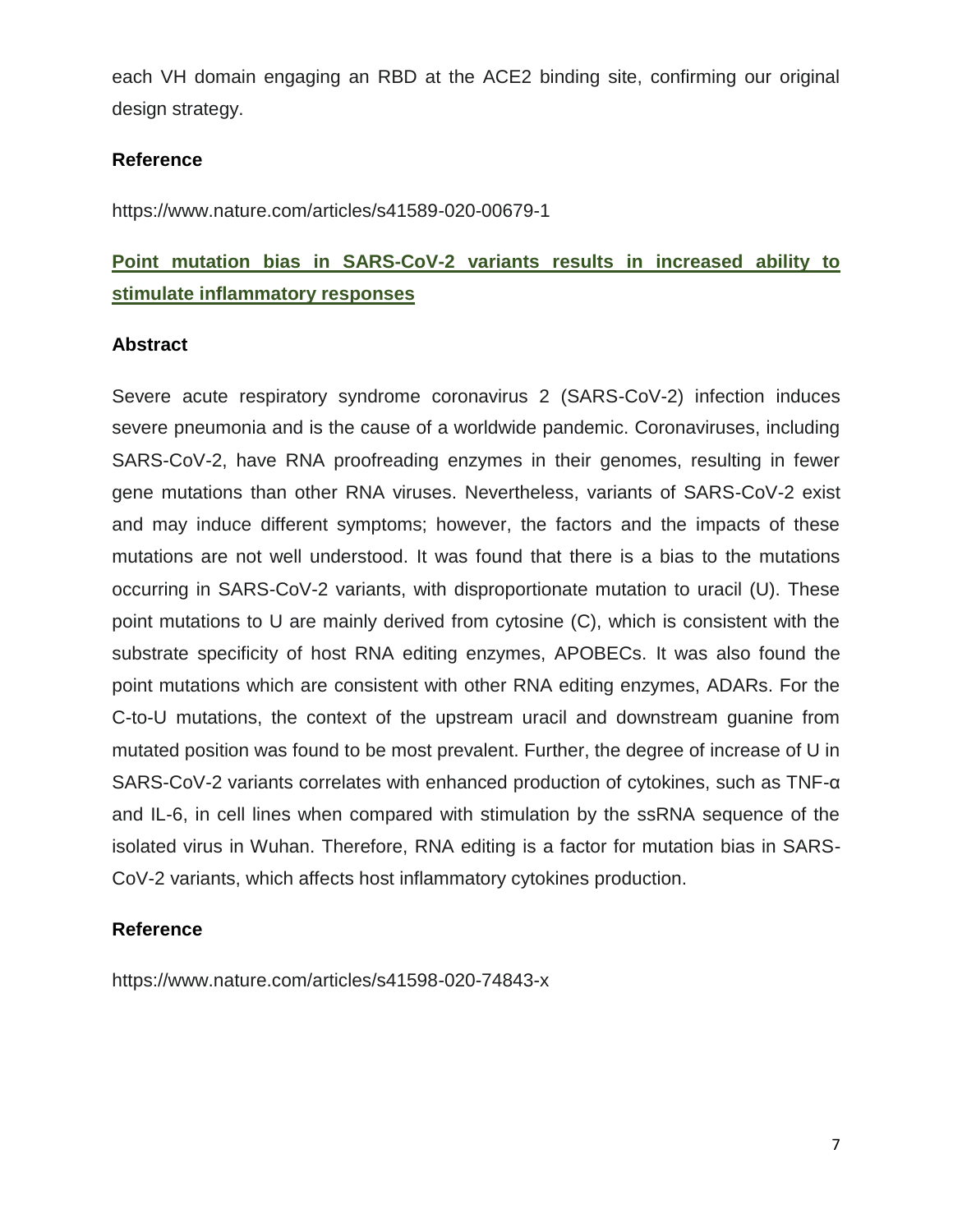each VH domain engaging an RBD at the ACE2 binding site, confirming our original design strategy.

### Reference

https://www.nature.com/articles/s41589-020-00679-1

## Point mutation bias in SARS-CoV-2 variants results in increased ability to stimulate inflammatory responses

### Abstract

Severe acute respiratory syndrome coronavirus 2 (SARS-CoV-2) infection induces severe pneumonia and is the cause of a worldwide pandemic. Coronaviruses, including SARS-CoV-2, have RNA proofreading enzymes in their genomes, resulting in fewer gene mutations than other RNA viruses. Nevertheless, variants of SARS-CoV-2 exist and may induce different symptoms; however, the factors and the impacts of these mutations are not well understood. It was found that there is a bias to the mutations occurring in SARS-CoV-2 variants, with disproportionate mutation to uracil (U). These point mutations to U are mainly derived from cytosine (C), which is consistent with the substrate specificity of host RNA editing enzymes, APOBECs. It was also found the point mutations which are consistent with other RNA editing enzymes, ADARs. For the C-to-U mutations, the context of the upstream uracil and downstream guanine from mutated position was found to be most prevalent. Further, the degree of increase of U in SARS-CoV-2 variants correlates with enhanced production of cytokines, such as TNF-α and IL-6, in cell lines when compared with stimulation by the ssRNA sequence of the isolated virus in Wuhan. Therefore, RNA editing is a factor for mutation bias in SARS-CoV-2 variants, which affects host inflammatory cytokines production.

### Reference

https://www.nature.com/articles/s41598-020-74843-x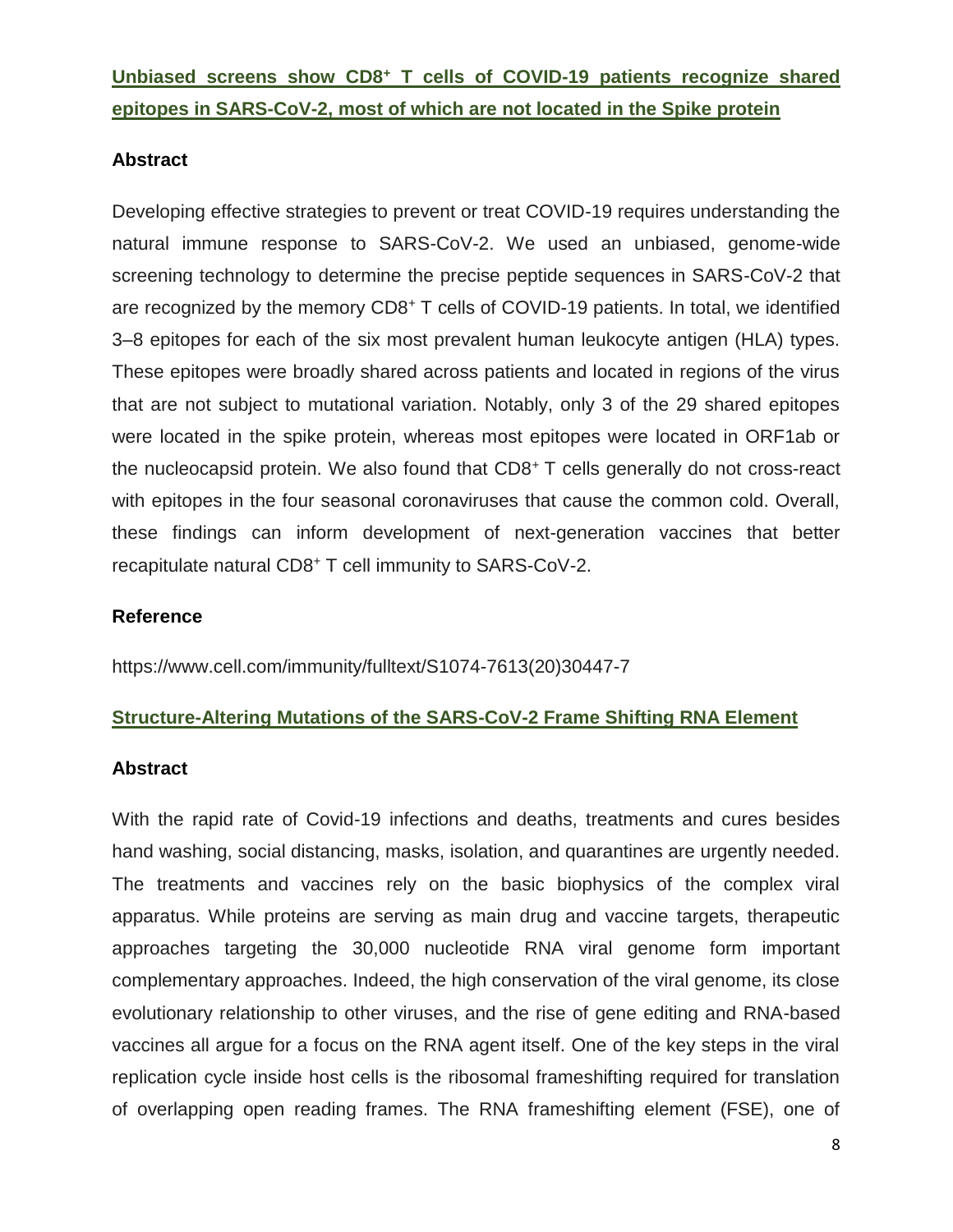## [Unbiased screens show CD8$^+$ T cells of COVID-19 patients recognize shared epitopes in SARS-CoV-2, most of which are not located in the Spike protein]

### Abstract

Developing effective strategies to prevent or treat COVID-19 requires understanding the natural immune response to SARS-CoV-2. We used an unbiased, genome-wide screening technology to determine the precise peptide sequences in SARS-CoV-2 that are recognized by the memory CD8$^+$ T cells of COVID-19 patients. In total, we identified 3–8 epitopes for each of the six most prevalent human leukocyte antigen (HLA) types. These epitopes were broadly shared across patients and located in regions of the virus that are not subject to mutational variation. Notably, only 3 of the 29 shared epitopes were located in the spike protein, whereas most epitopes were located in ORF1ab or the nucleocapsid protein. We also found that CD8$^+$ T cells generally do not cross-react with epitopes in the four seasonal coronaviruses that cause the common cold. Overall, these findings can inform development of next-generation vaccines that better recapitulate natural CD8$^+$ T cell immunity to SARS-CoV-2.

### Reference

https://www.cell.com/immunity/fulltext/S1074-7613(20)30447-7

## Structure-Altering Mutations of the SARS-CoV-2 Frame Shifting RNA Element

### Abstract

With the rapid rate of Covid-19 infections and deaths, treatments and cures besides hand washing, social distancing, masks, isolation, and quarantines are urgently needed. The treatments and vaccines rely on the basic biophysics of the complex viral apparatus. While proteins are serving as main drug and vaccine targets, therapeutic approaches targeting the 30,000 nucleotide RNA viral genome form important complementary approaches. Indeed, the high conservation of the viral genome, its close evolutionary relationship to other viruses, and the rise of gene editing and RNA-based vaccines all argue for a focus on the RNA agent itself. One of the key steps in the viral replication cycle inside host cells is the ribosomal frameshifting required for translation of overlapping open reading frames. The RNA frameshifting element (FSE), one of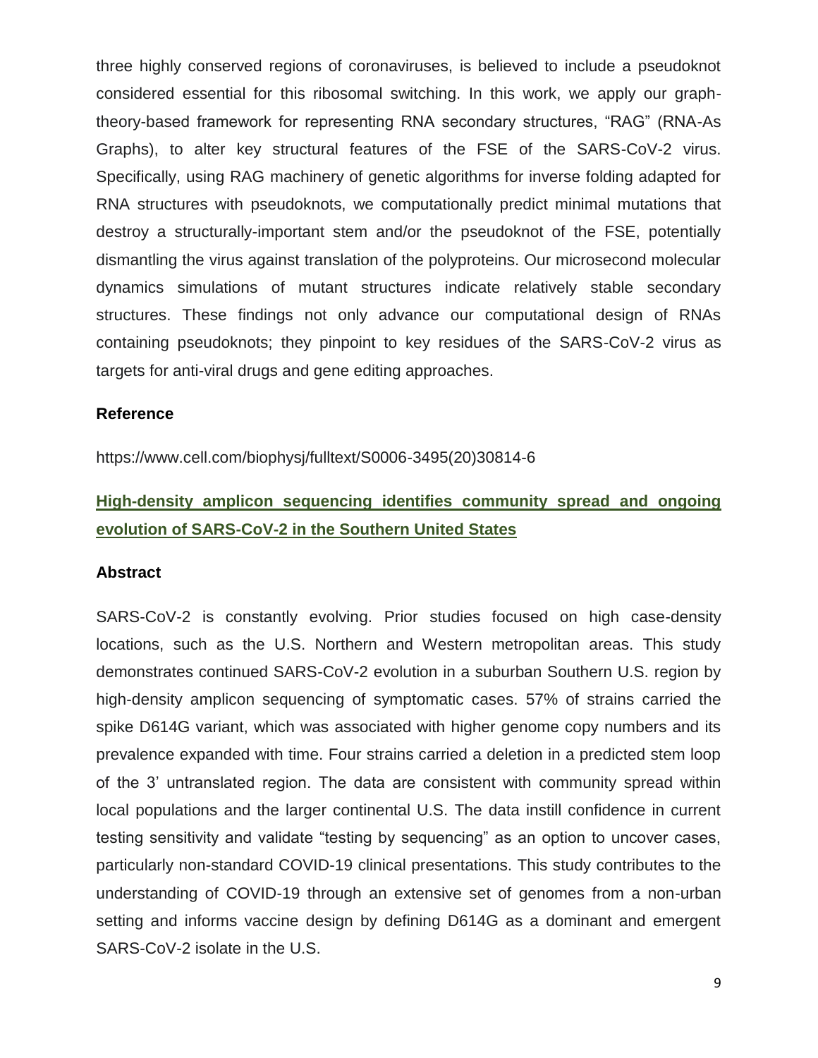three highly conserved regions of coronaviruses, is believed to include a pseudoknot considered essential for this ribosomal switching. In this work, we apply our graph-theory-based framework for representing RNA secondary structures, “RAG” (RNA-As Graphs), to alter key structural features of the FSE of the SARS-CoV-2 virus. Specifically, using RAG machinery of genetic algorithms for inverse folding adapted for RNA structures with pseudoknots, we computationally predict minimal mutations that destroy a structurally-important stem and/or the pseudoknot of the FSE, potentially dismantling the virus against translation of the polyproteins. Our microsecond molecular dynamics simulations of mutant structures indicate relatively stable secondary structures. These findings not only advance our computational design of RNAs containing pseudoknots; they pinpoint to key residues of the SARS-CoV-2 virus as targets for anti-viral drugs and gene editing approaches.

**Reference**

https://www.cell.com/biophysj/fulltext/S0006-3495(20)30814-6

## High-density amplicon sequencing identifies community spread and ongoing evolution of SARS-CoV-2 in the Southern United States

**Abstract**

SARS-CoV-2 is constantly evolving. Prior studies focused on high case-density locations, such as the U.S. Northern and Western metropolitan areas. This study demonstrates continued SARS-CoV-2 evolution in a suburban Southern U.S. region by high-density amplicon sequencing of symptomatic cases. 57% of strains carried the spike D614G variant, which was associated with higher genome copy numbers and its prevalence expanded with time. Four strains carried a deletion in a predicted stem loop of the 3’ untranslated region. The data are consistent with community spread within local populations and the larger continental U.S. The data instill confidence in current testing sensitivity and validate “testing by sequencing” as an option to uncover cases, particularly non-standard COVID-19 clinical presentations. This study contributes to the understanding of COVID-19 through an extensive set of genomes from a non-urban setting and informs vaccine design by defining D614G as a dominant and emergent SARS-CoV-2 isolate in the U.S.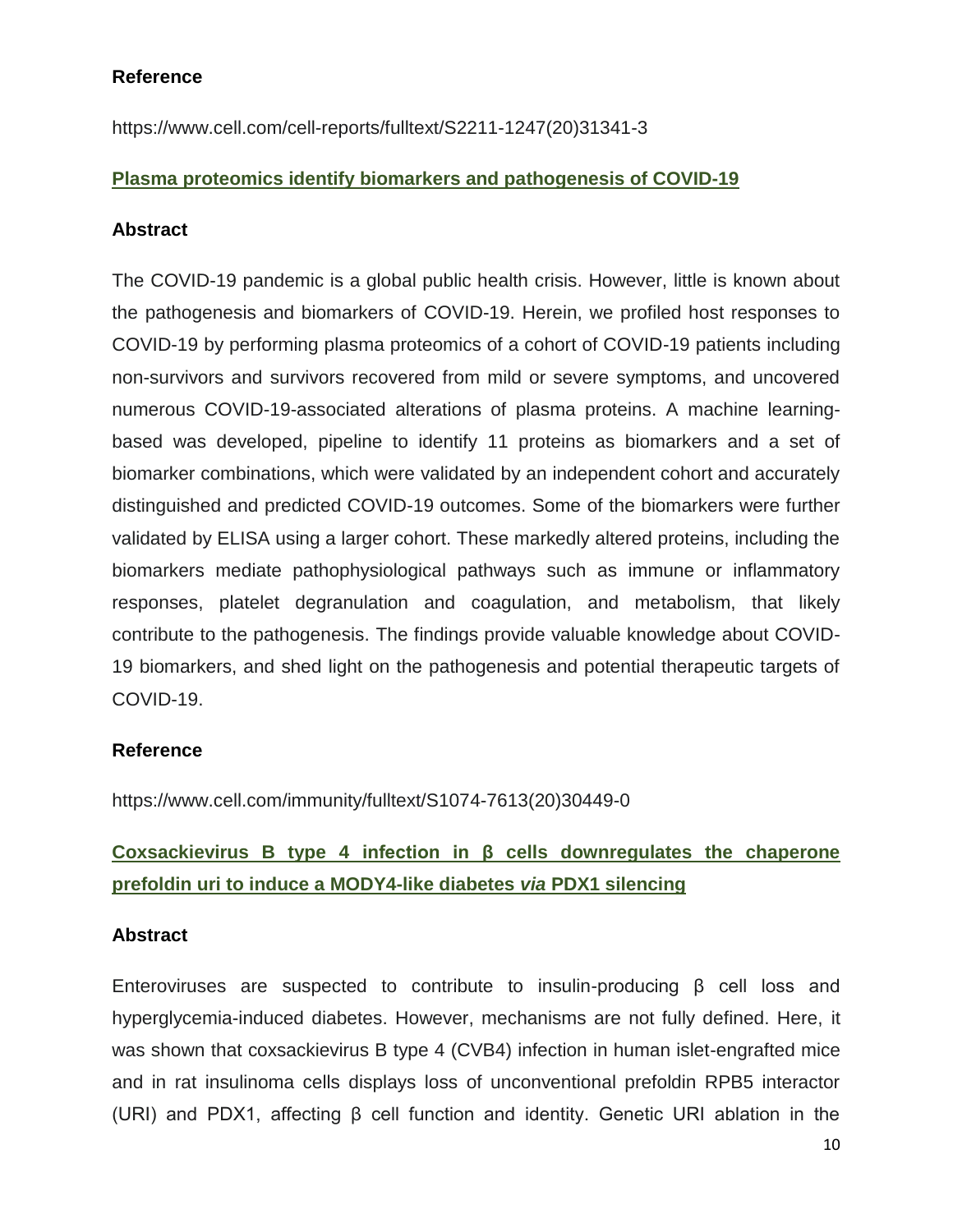**Reference**

https://www.cell.com/cell-reports/fulltext/S2211-1247(20)31341-3

**Plasma proteomics identify biomarkers and pathogenesis of COVID-19**

**Abstract**

The COVID-19 pandemic is a global public health crisis. However, little is known about the pathogenesis and biomarkers of COVID-19. Herein, we profiled host responses to COVID-19 by performing plasma proteomics of a cohort of COVID-19 patients including non-survivors and survivors recovered from mild or severe symptoms, and uncovered numerous COVID-19-associated alterations of plasma proteins. A machine learning-based was developed, pipeline to identify 11 proteins as biomarkers and a set of biomarker combinations, which were validated by an independent cohort and accurately distinguished and predicted COVID-19 outcomes. Some of the biomarkers were further validated by ELISA using a larger cohort. These markedly altered proteins, including the biomarkers mediate pathophysiological pathways such as immune or inflammatory responses, platelet degranulation and coagulation, and metabolism, that likely contribute to the pathogenesis. The findings provide valuable knowledge about COVID-19 biomarkers, and shed light on the pathogenesis and potential therapeutic targets of COVID-19.

**Reference**

https://www.cell.com/immunity/fulltext/S1074-7613(20)30449-0

**Coxsackievirus B type 4 infection in β cells downregulates the chaperone prefoldin uri to induce a MODY4-like diabetes *via* PDX1 silencing**

**Abstract**

Enteroviruses are suspected to contribute to insulin-producing β cell loss and hyperglycemia-induced diabetes. However, mechanisms are not fully defined. Here, it was shown that coxsackievirus B type 4 (CVB4) infection in human islet-engrafted mice and in rat insulinoma cells displays loss of unconventional prefoldin RPB5 interactor (URI) and PDX1, affecting β cell function and identity. Genetic URI ablation in the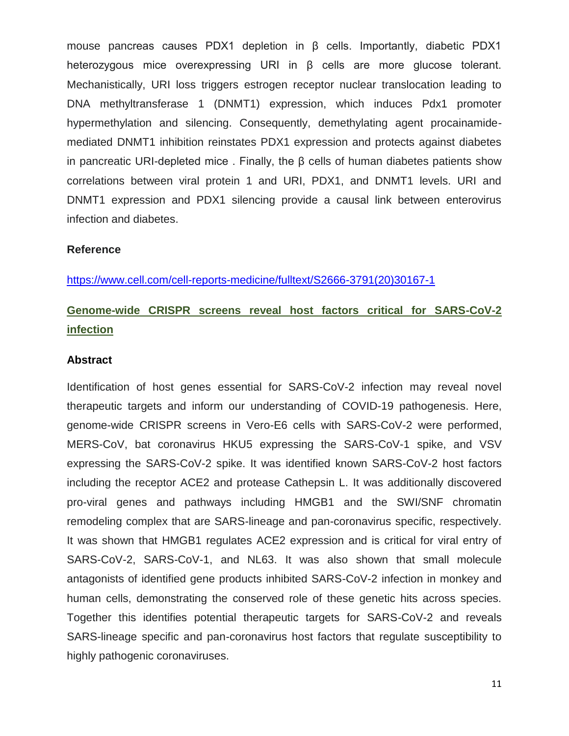mouse pancreas causes PDX1 depletion in β cells. Importantly, diabetic PDX1 heterozygous mice overexpressing URI in β cells are more glucose tolerant. Mechanistically, URI loss triggers estrogen receptor nuclear translocation leading to DNA methyltransferase 1 (DNMT1) expression, which induces Pdx1 promoter hypermethylation and silencing. Consequently, demethylating agent procainamide-mediated DNMT1 inhibition reinstates PDX1 expression and protects against diabetes in pancreatic URI-depleted mice . Finally, the β cells of human diabetes patients show correlations between viral protein 1 and URI, PDX1, and DNMT1 levels. URI and DNMT1 expression and PDX1 silencing provide a causal link between enterovirus infection and diabetes.

**Reference**

https://www.cell.com/cell-reports-medicine/fulltext/S2666-3791(20)30167-1

## Genome-wide CRISPR screens reveal host factors critical for SARS-CoV-2 infection

**Abstract**

Identification of host genes essential for SARS-CoV-2 infection may reveal novel therapeutic targets and inform our understanding of COVID-19 pathogenesis. Here, genome-wide CRISPR screens in Vero-E6 cells with SARS-CoV-2 were performed, MERS-CoV, bat coronavirus HKU5 expressing the SARS-CoV-1 spike, and VSV expressing the SARS-CoV-2 spike. It was identified known SARS-CoV-2 host factors including the receptor ACE2 and protease Cathepsin L. It was additionally discovered pro-viral genes and pathways including HMGB1 and the SWI/SNF chromatin remodeling complex that are SARS-lineage and pan-coronavirus specific, respectively. It was shown that HMGB1 regulates ACE2 expression and is critical for viral entry of SARS-CoV-2, SARS-CoV-1, and NL63. It was also shown that small molecule antagonists of identified gene products inhibited SARS-CoV-2 infection in monkey and human cells, demonstrating the conserved role of these genetic hits across species. Together this identifies potential therapeutic targets for SARS-CoV-2 and reveals SARS-lineage specific and pan-coronavirus host factors that regulate susceptibility to highly pathogenic coronaviruses.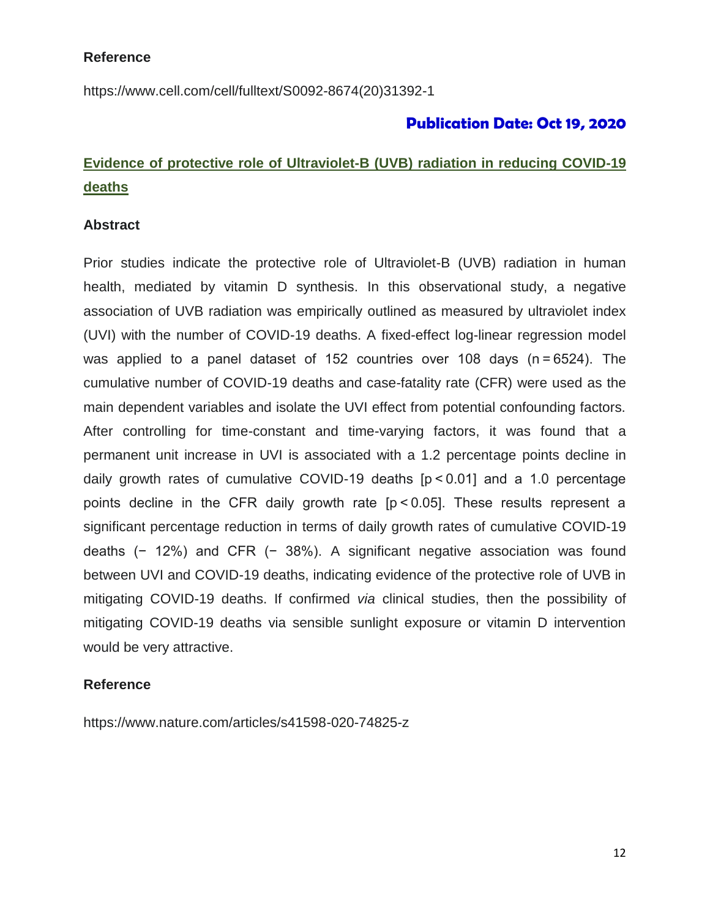**Reference**

https://www.cell.com/cell/fulltext/S0092-8674(20)31392-1

**Publication Date: Oct 19, 2020**

## Evidence of protective role of Ultraviolet-B (UVB) radiation in reducing COVID-19 deaths

**Abstract**

Prior studies indicate the protective role of Ultraviolet-B (UVB) radiation in human health, mediated by vitamin D synthesis. In this observational study, a negative association of UVB radiation was empirically outlined as measured by ultraviolet index (UVI) with the number of COVID-19 deaths. A fixed-effect log-linear regression model was applied to a panel dataset of 152 countries over 108 days ($n = 6524$). The cumulative number of COVID-19 deaths and case-fatality rate (CFR) were used as the main dependent variables and isolate the UVI effect from potential confounding factors. After controlling for time-constant and time-varying factors, it was found that a permanent unit increase in UVI is associated with a 1.2 percentage points decline in daily growth rates of cumulative COVID-19 deaths [$p < 0.01$] and a 1.0 percentage points decline in the CFR daily growth rate [$p < 0.05$]. These results represent a significant percentage reduction in terms of daily growth rates of cumulative COVID-19 deaths (− 12%) and CFR (− 38%). A significant negative association was found between UVI and COVID-19 deaths, indicating evidence of the protective role of UVB in mitigating COVID-19 deaths. If confirmed *via* clinical studies, then the possibility of mitigating COVID-19 deaths via sensible sunlight exposure or vitamin D intervention would be very attractive.

**Reference**

https://www.nature.com/articles/s41598-020-74825-z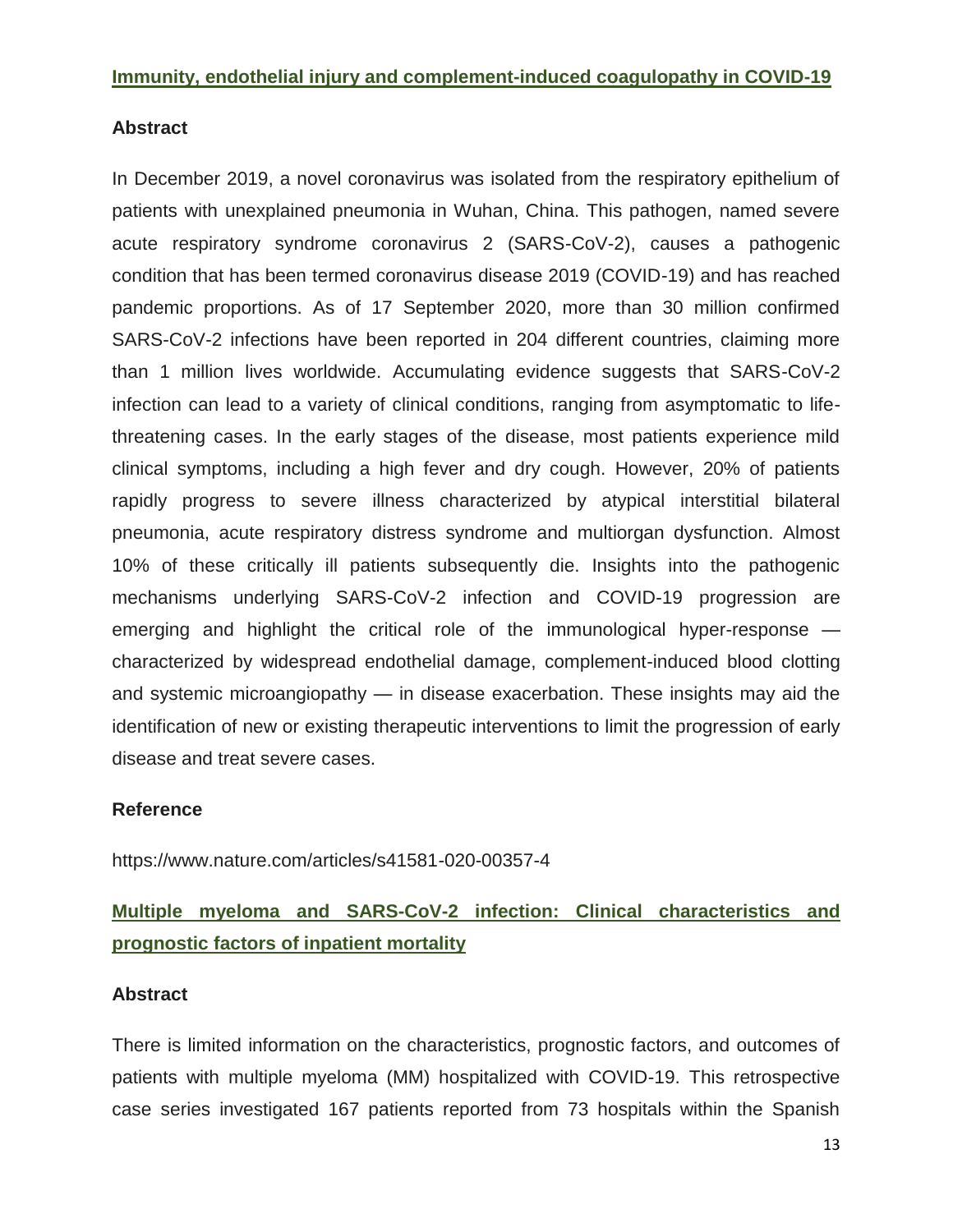## Immunity, endothelial injury and complement-induced coagulopathy in COVID-19

### Abstract

In December 2019, a novel coronavirus was isolated from the respiratory epithelium of patients with unexplained pneumonia in Wuhan, China. This pathogen, named severe acute respiratory syndrome coronavirus 2 (SARS-CoV-2), causes a pathogenic condition that has been termed coronavirus disease 2019 (COVID-19) and has reached pandemic proportions. As of 17 September 2020, more than 30 million confirmed SARS-CoV-2 infections have been reported in 204 different countries, claiming more than 1 million lives worldwide. Accumulating evidence suggests that SARS-CoV-2 infection can lead to a variety of clinical conditions, ranging from asymptomatic to life-threatening cases. In the early stages of the disease, most patients experience mild clinical symptoms, including a high fever and dry cough. However, 20% of patients rapidly progress to severe illness characterized by atypical interstitial bilateral pneumonia, acute respiratory distress syndrome and multiorgan dysfunction. Almost 10% of these critically ill patients subsequently die. Insights into the pathogenic mechanisms underlying SARS-CoV-2 infection and COVID-19 progression are emerging and highlight the critical role of the immunological hyper-response — characterized by widespread endothelial damage, complement-induced blood clotting and systemic microangiopathy — in disease exacerbation. These insights may aid the identification of new or existing therapeutic interventions to limit the progression of early disease and treat severe cases.

### Reference

https://www.nature.com/articles/s41581-020-00357-4

## Multiple myeloma and SARS-CoV-2 infection: Clinical characteristics and prognostic factors of inpatient mortality

### Abstract

There is limited information on the characteristics, prognostic factors, and outcomes of patients with multiple myeloma (MM) hospitalized with COVID-19. This retrospective case series investigated 167 patients reported from 73 hospitals within the Spanish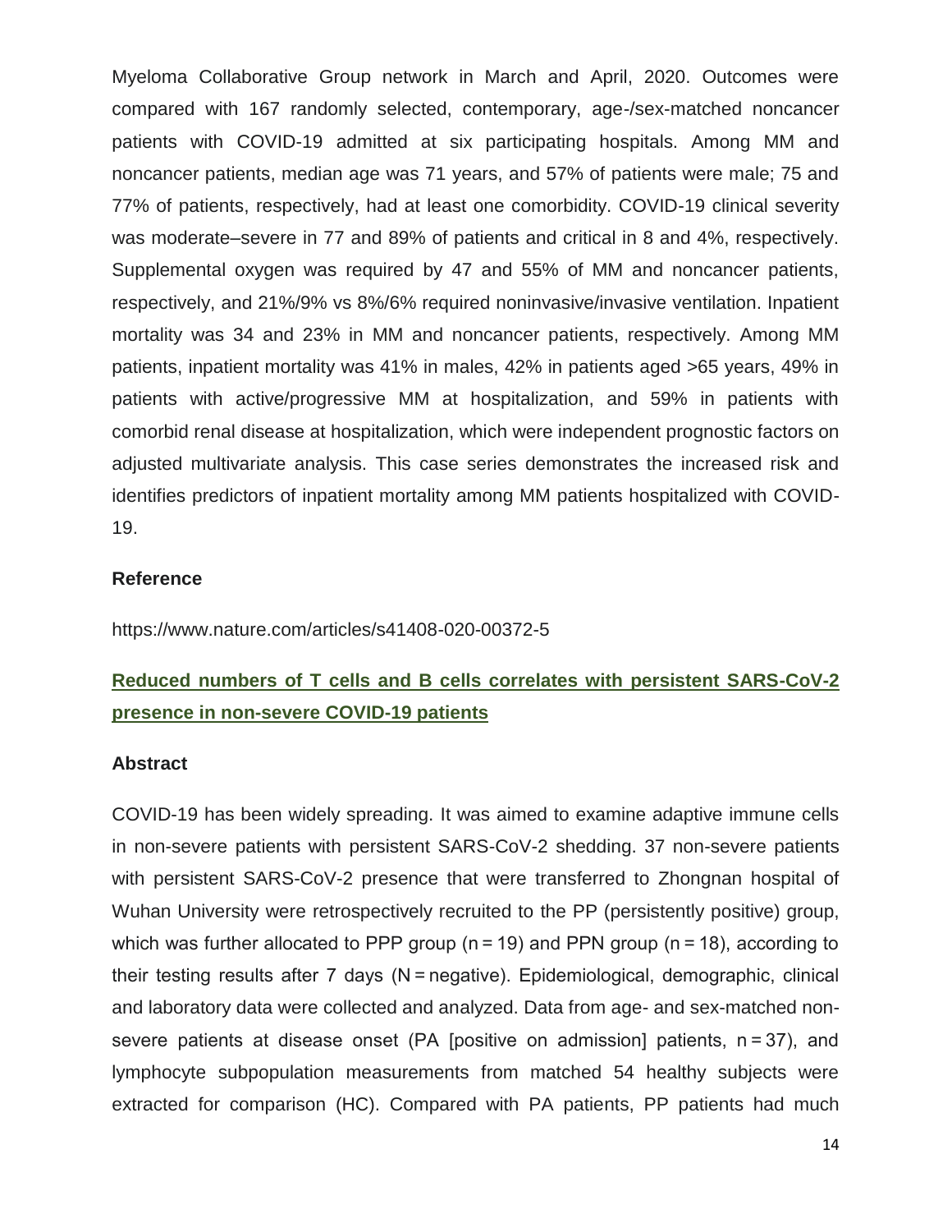Myeloma Collaborative Group network in March and April, 2020. Outcomes were compared with 167 randomly selected, contemporary, age-/sex-matched noncancer patients with COVID-19 admitted at six participating hospitals. Among MM and noncancer patients, median age was 71 years, and 57% of patients were male; 75 and 77% of patients, respectively, had at least one comorbidity. COVID-19 clinical severity was moderate–severe in 77 and 89% of patients and critical in 8 and 4%, respectively. Supplemental oxygen was required by 47 and 55% of MM and noncancer patients, respectively, and 21%/9% vs 8%/6% required noninvasive/invasive ventilation. Inpatient mortality was 34 and 23% in MM and noncancer patients, respectively. Among MM patients, inpatient mortality was 41% in males, 42% in patients aged >65 years, 49% in patients with active/progressive MM at hospitalization, and 59% in patients with comorbid renal disease at hospitalization, which were independent prognostic factors on adjusted multivariate analysis. This case series demonstrates the increased risk and identifies predictors of inpatient mortality among MM patients hospitalized with COVID-19.

**Reference**

https://www.nature.com/articles/s41408-020-00372-5

## Reduced numbers of T cells and B cells correlates with persistent SARS-CoV-2 presence in non-severe COVID-19 patients

**Abstract**

COVID-19 has been widely spreading. It was aimed to examine adaptive immune cells in non-severe patients with persistent SARS-CoV-2 shedding. 37 non-severe patients with persistent SARS-CoV-2 presence that were transferred to Zhongnan hospital of Wuhan University were retrospectively recruited to the PP (persistently positive) group, which was further allocated to PPP group (n = 19) and PPN group (n = 18), according to their testing results after 7 days (N = negative). Epidemiological, demographic, clinical and laboratory data were collected and analyzed. Data from age- and sex-matched non-severe patients at disease onset (PA [positive on admission] patients, n = 37), and lymphocyte subpopulation measurements from matched 54 healthy subjects were extracted for comparison (HC). Compared with PA patients, PP patients had much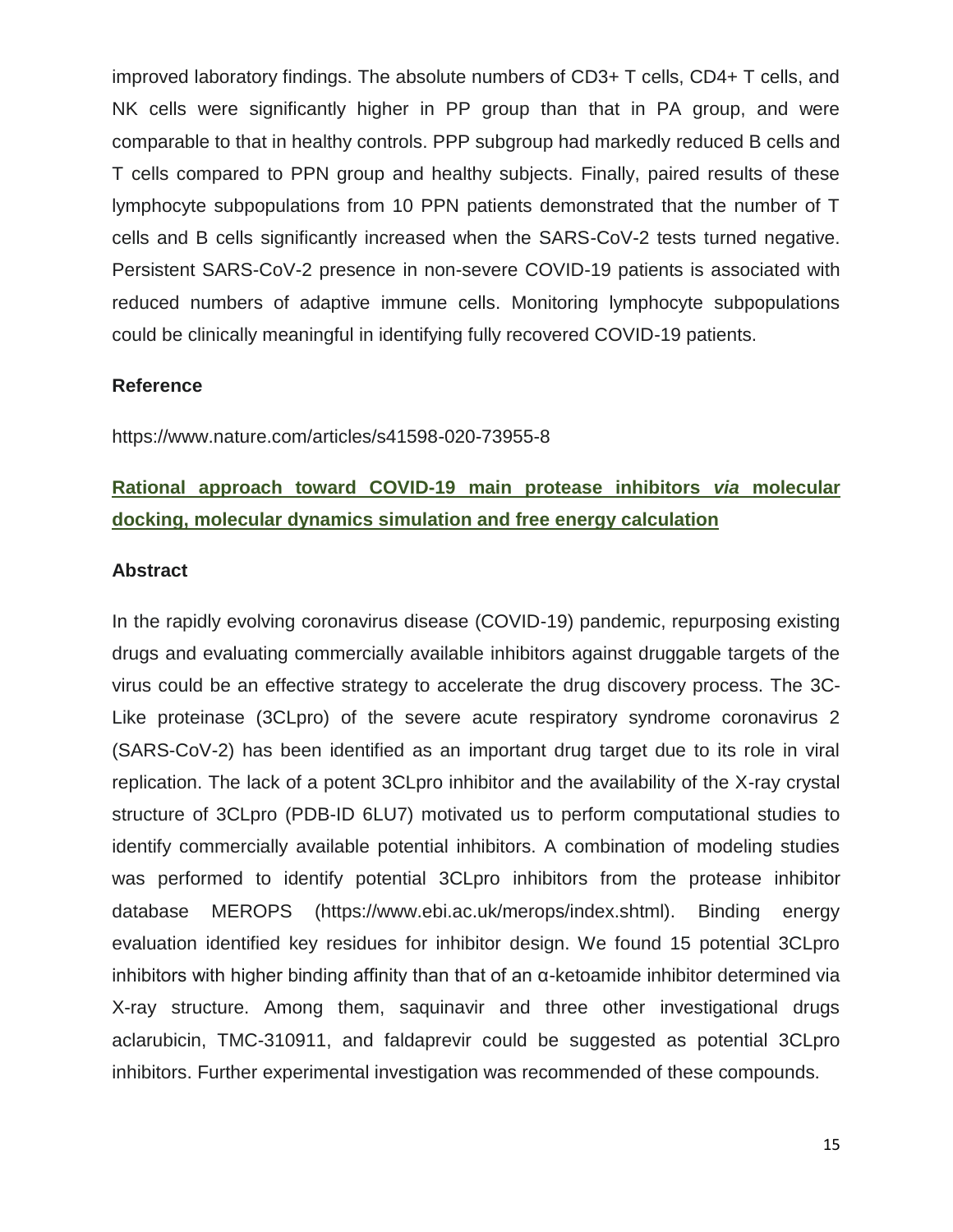improved laboratory findings. The absolute numbers of CD3+ T cells, CD4+ T cells, and NK cells were significantly higher in PP group than that in PA group, and were comparable to that in healthy controls. PPP subgroup had markedly reduced B cells and T cells compared to PPN group and healthy subjects. Finally, paired results of these lymphocyte subpopulations from 10 PPN patients demonstrated that the number of T cells and B cells significantly increased when the SARS-CoV-2 tests turned negative. Persistent SARS-CoV-2 presence in non-severe COVID-19 patients is associated with reduced numbers of adaptive immune cells. Monitoring lymphocyte subpopulations could be clinically meaningful in identifying fully recovered COVID-19 patients.

**Reference**

https://www.nature.com/articles/s41598-020-73955-8

## Rational approach toward COVID-19 main protease inhibitors *via* molecular docking, molecular dynamics simulation and free energy calculation

**Abstract**

In the rapidly evolving coronavirus disease (COVID-19) pandemic, repurposing existing drugs and evaluating commercially available inhibitors against druggable targets of the virus could be an effective strategy to accelerate the drug discovery process. The 3C-Like proteinase (3CLpro) of the severe acute respiratory syndrome coronavirus 2 (SARS-CoV-2) has been identified as an important drug target due to its role in viral replication. The lack of a potent 3CLpro inhibitor and the availability of the X-ray crystal structure of 3CLpro (PDB-ID 6LU7) motivated us to perform computational studies to identify commercially available potential inhibitors. A combination of modeling studies was performed to identify potential 3CLpro inhibitors from the protease inhibitor database MEROPS (https://www.ebi.ac.uk/merops/index.shtml). Binding energy evaluation identified key residues for inhibitor design. We found 15 potential 3CLpro inhibitors with higher binding affinity than that of an α-ketoamide inhibitor determined via X-ray structure. Among them, saquinavir and three other investigational drugs aclarubicin, TMC-310911, and faldaprevir could be suggested as potential 3CLpro inhibitors. Further experimental investigation was recommended of these compounds.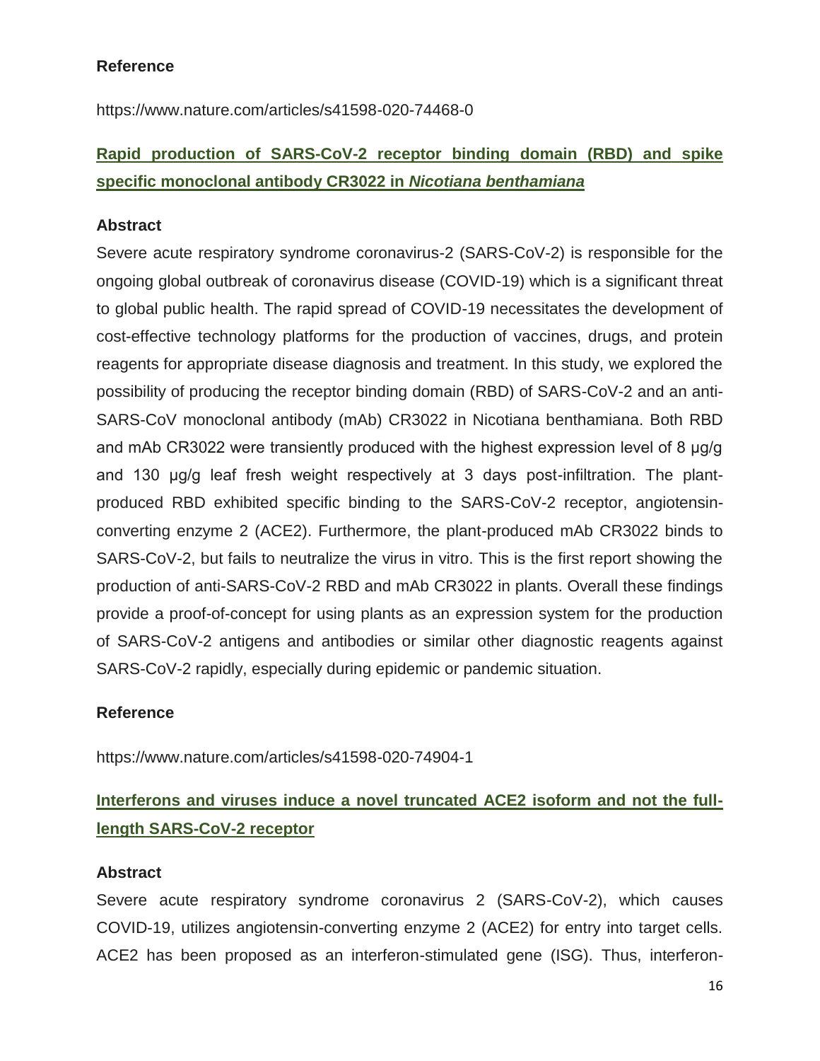**Reference**

https://www.nature.com/articles/s41598-020-74468-0

## Rapid production of SARS-CoV-2 receptor binding domain (RBD) and spike specific monoclonal antibody CR3022 in *Nicotiana benthamiana*

**Abstract**

Severe acute respiratory syndrome coronavirus-2 (SARS-CoV-2) is responsible for the ongoing global outbreak of coronavirus disease (COVID-19) which is a significant threat to global public health. The rapid spread of COVID-19 necessitates the development of cost-effective technology platforms for the production of vaccines, drugs, and protein reagents for appropriate disease diagnosis and treatment. In this study, we explored the possibility of producing the receptor binding domain (RBD) of SARS-CoV-2 and an anti-SARS-CoV monoclonal antibody (mAb) CR3022 in Nicotiana benthamiana. Both RBD and mAb CR3022 were transiently produced with the highest expression level of 8 μg/g and 130 μg/g leaf fresh weight respectively at 3 days post-infiltration. The plant-produced RBD exhibited specific binding to the SARS-CoV-2 receptor, angiotensin-converting enzyme 2 (ACE2). Furthermore, the plant-produced mAb CR3022 binds to SARS-CoV-2, but fails to neutralize the virus in vitro. This is the first report showing the production of anti-SARS-CoV-2 RBD and mAb CR3022 in plants. Overall these findings provide a proof-of-concept for using plants as an expression system for the production of SARS-CoV-2 antigens and antibodies or similar other diagnostic reagents against SARS-CoV-2 rapidly, especially during epidemic or pandemic situation.

**Reference**

https://www.nature.com/articles/s41598-020-74904-1

## Interferons and viruses induce a novel truncated ACE2 isoform and not the full-length SARS-CoV-2 receptor

**Abstract**

Severe acute respiratory syndrome coronavirus 2 (SARS-CoV-2), which causes COVID-19, utilizes angiotensin-converting enzyme 2 (ACE2) for entry into target cells. ACE2 has been proposed as an interferon-stimulated gene (ISG). Thus, interferon-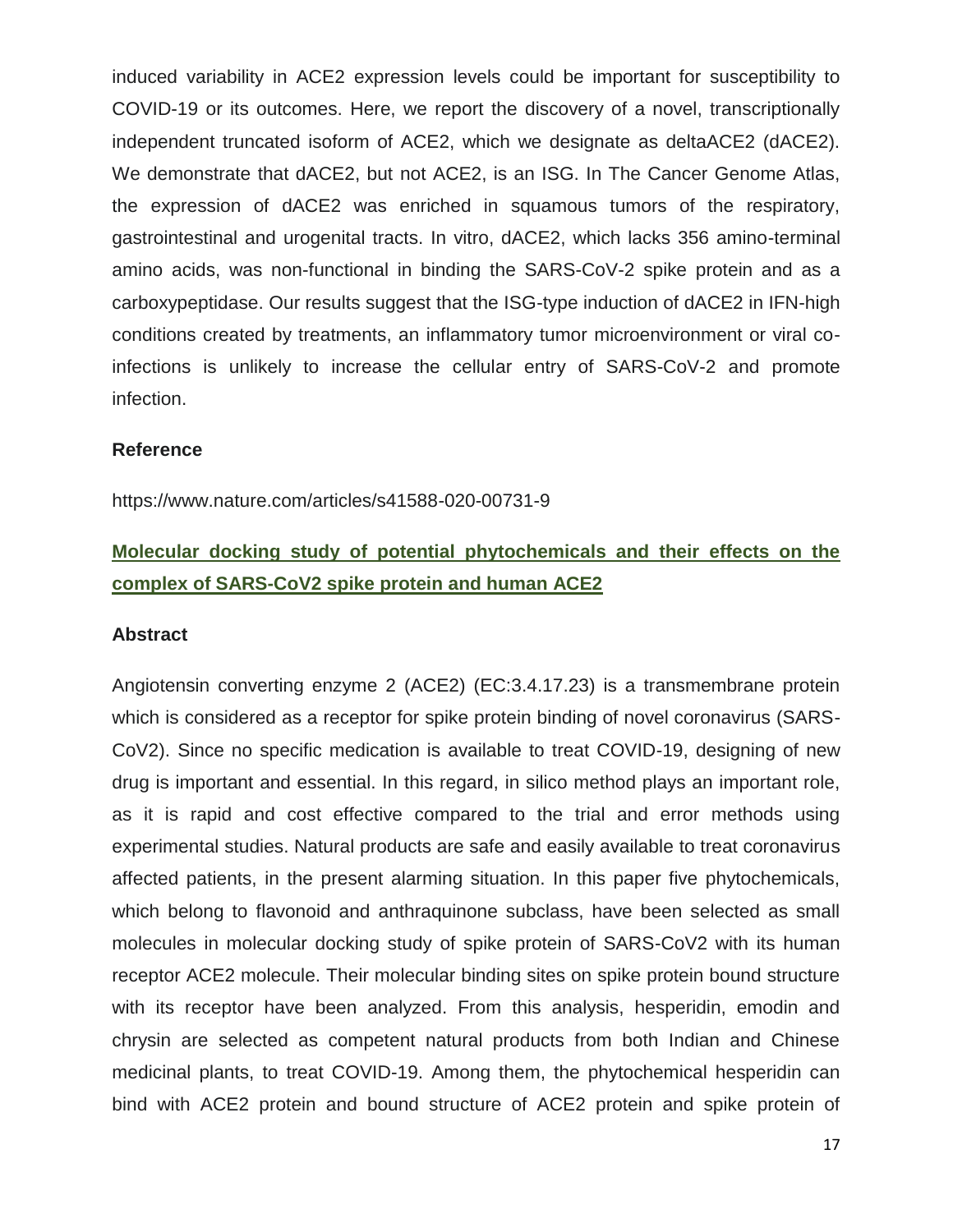induced variability in ACE2 expression levels could be important for susceptibility to COVID-19 or its outcomes. Here, we report the discovery of a novel, transcriptionally independent truncated isoform of ACE2, which we designate as deltaACE2 (dACE2). We demonstrate that dACE2, but not ACE2, is an ISG. In The Cancer Genome Atlas, the expression of dACE2 was enriched in squamous tumors of the respiratory, gastrointestinal and urogenital tracts. In vitro, dACE2, which lacks 356 amino-terminal amino acids, was non-functional in binding the SARS-CoV-2 spike protein and as a carboxypeptidase. Our results suggest that the ISG-type induction of dACE2 in IFN-high conditions created by treatments, an inflammatory tumor microenvironment or viral co-infections is unlikely to increase the cellular entry of SARS-CoV-2 and promote infection.

### Reference

https://www.nature.com/articles/s41588-020-00731-9

## Molecular docking study of potential phytochemicals and their effects on the complex of SARS-CoV2 spike protein and human ACE2

### Abstract

Angiotensin converting enzyme 2 (ACE2) (EC:3.4.17.23) is a transmembrane protein which is considered as a receptor for spike protein binding of novel coronavirus (SARS-CoV2). Since no specific medication is available to treat COVID-19, designing of new drug is important and essential. In this regard, in silico method plays an important role, as it is rapid and cost effective compared to the trial and error methods using experimental studies. Natural products are safe and easily available to treat coronavirus affected patients, in the present alarming situation. In this paper five phytochemicals, which belong to flavonoid and anthraquinone subclass, have been selected as small molecules in molecular docking study of spike protein of SARS-CoV2 with its human receptor ACE2 molecule. Their molecular binding sites on spike protein bound structure with its receptor have been analyzed. From this analysis, hesperidin, emodin and chrysin are selected as competent natural products from both Indian and Chinese medicinal plants, to treat COVID-19. Among them, the phytochemical hesperidin can bind with ACE2 protein and bound structure of ACE2 protein and spike protein of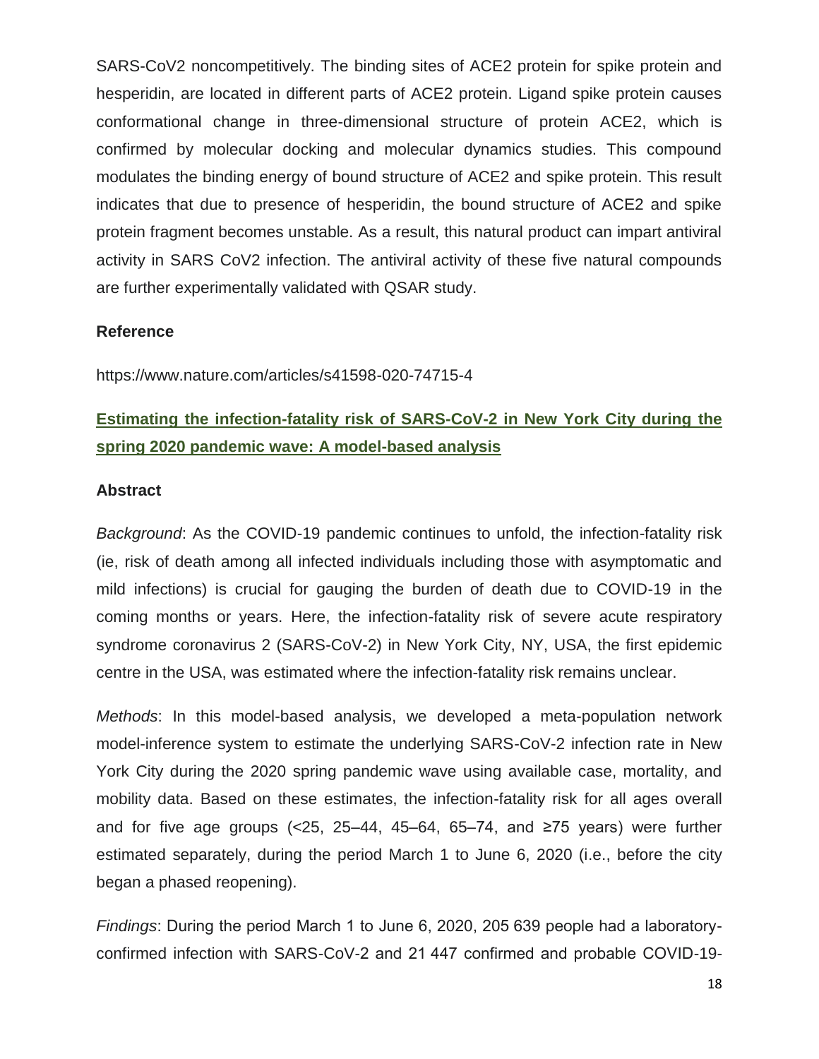SARS-CoV2 noncompetitively. The binding sites of ACE2 protein for spike protein and hesperidin, are located in different parts of ACE2 protein. Ligand spike protein causes conformational change in three-dimensional structure of protein ACE2, which is confirmed by molecular docking and molecular dynamics studies. This compound modulates the binding energy of bound structure of ACE2 and spike protein. This result indicates that due to presence of hesperidin, the bound structure of ACE2 and spike protein fragment becomes unstable. As a result, this natural product can impart antiviral activity in SARS CoV2 infection. The antiviral activity of these five natural compounds are further experimentally validated with QSAR study.

**Reference**

https://www.nature.com/articles/s41598-020-74715-4

## Estimating the infection-fatality risk of SARS-CoV-2 in New York City during the spring 2020 pandemic wave: A model-based analysis

**Abstract**

*Background*: As the COVID-19 pandemic continues to unfold, the infection-fatality risk (ie, risk of death among all infected individuals including those with asymptomatic and mild infections) is crucial for gauging the burden of death due to COVID-19 in the coming months or years. Here, the infection-fatality risk of severe acute respiratory syndrome coronavirus 2 (SARS-CoV-2) in New York City, NY, USA, the first epidemic centre in the USA, was estimated where the infection-fatality risk remains unclear.

*Methods*: In this model-based analysis, we developed a meta-population network model-inference system to estimate the underlying SARS-CoV-2 infection rate in New York City during the 2020 spring pandemic wave using available case, mortality, and mobility data. Based on these estimates, the infection-fatality risk for all ages overall and for five age groups (<25, 25–44, 45–64, 65–74, and ≥75 years) were further estimated separately, during the period March 1 to June 6, 2020 (i.e., before the city began a phased reopening).

*Findings*: During the period March 1 to June 6, 2020, 205 639 people had a laboratory-confirmed infection with SARS-CoV-2 and 21 447 confirmed and probable COVID-19-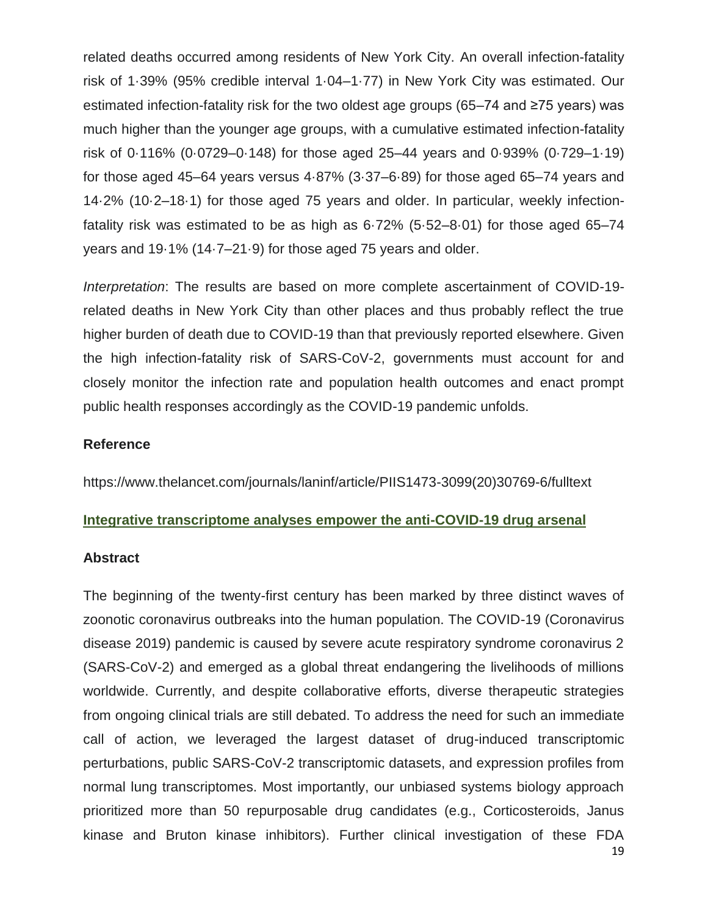related deaths occurred among residents of New York City. An overall infection-fatality risk of 1·39% (95% credible interval 1·04–1·77) in New York City was estimated. Our estimated infection-fatality risk for the two oldest age groups (65–74 and ≥75 years) was much higher than the younger age groups, with a cumulative estimated infection-fatality risk of 0·116% (0·0729–0·148) for those aged 25–44 years and 0·939% (0·729–1·19) for those aged 45–64 years versus 4·87% (3·37–6·89) for those aged 65–74 years and 14·2% (10·2–18·1) for those aged 75 years and older. In particular, weekly infection-fatality risk was estimated to be as high as 6·72% (5·52–8·01) for those aged 65–74 years and 19·1% (14·7–21·9) for those aged 75 years and older.

*Interpretation*: The results are based on more complete ascertainment of COVID-19-related deaths in New York City than other places and thus probably reflect the true higher burden of death due to COVID-19 than that previously reported elsewhere. Given the high infection-fatality risk of SARS-CoV-2, governments must account for and closely monitor the infection rate and population health outcomes and enact prompt public health responses accordingly as the COVID-19 pandemic unfolds.

**Reference**

https://www.thelancet.com/journals/laninf/article/PIIS1473-3099(20)30769-6/fulltext

## Integrative transcriptome analyses empower the anti-COVID-19 drug arsenal

**Abstract**

The beginning of the twenty-first century has been marked by three distinct waves of zoonotic coronavirus outbreaks into the human population. The COVID-19 (Coronavirus disease 2019) pandemic is caused by severe acute respiratory syndrome coronavirus 2 (SARS-CoV-2) and emerged as a global threat endangering the livelihoods of millions worldwide. Currently, and despite collaborative efforts, diverse therapeutic strategies from ongoing clinical trials are still debated. To address the need for such an immediate call of action, we leveraged the largest dataset of drug-induced transcriptomic perturbations, public SARS-CoV-2 transcriptomic datasets, and expression profiles from normal lung transcriptomes. Most importantly, our unbiased systems biology approach prioritized more than 50 repurposable drug candidates (e.g., Corticosteroids, Janus kinase and Bruton kinase inhibitors). Further clinical investigation of these FDA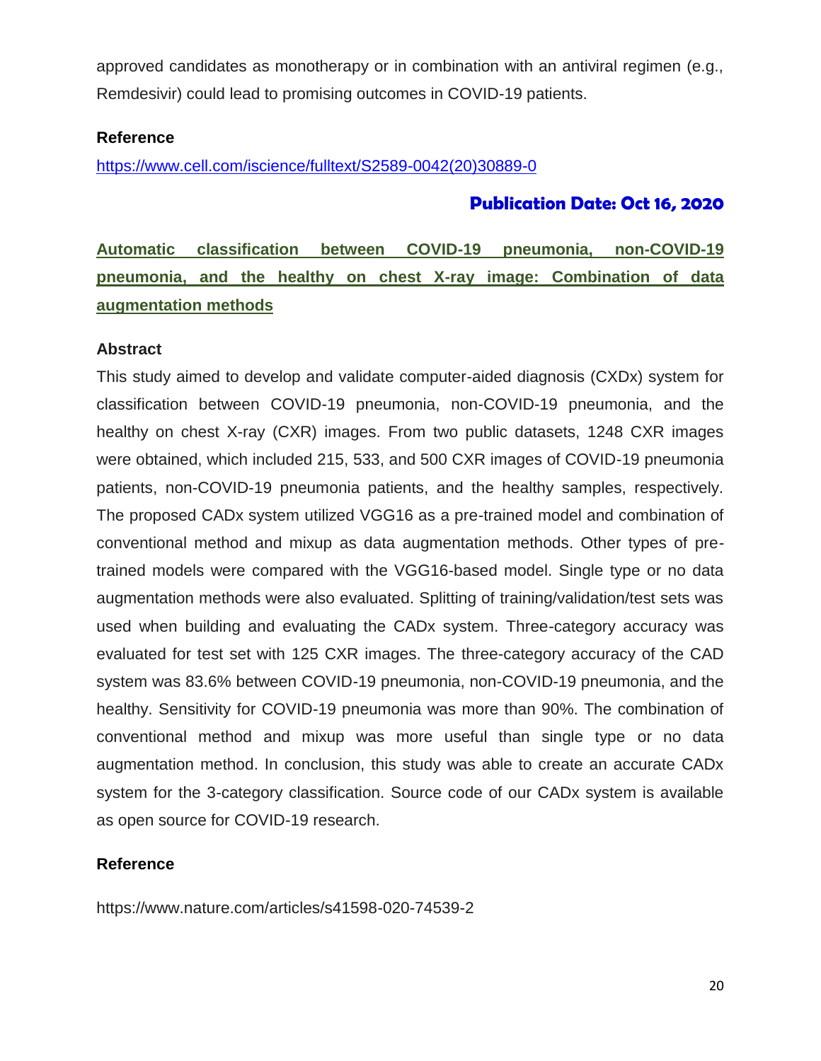approved candidates as monotherapy or in combination with an antiviral regimen (e.g., Remdesivir) could lead to promising outcomes in COVID-19 patients.

**Reference**

https://www.cell.com/iscience/fulltext/S2589-0042(20)30889-0

**Publication Date: Oct 16, 2020**

## Automatic classification between COVID-19 pneumonia, non-COVID-19 pneumonia, and the healthy on chest X-ray image: Combination of data augmentation methods

**Abstract**

This study aimed to develop and validate computer-aided diagnosis (CXDx) system for classification between COVID-19 pneumonia, non-COVID-19 pneumonia, and the healthy on chest X-ray (CXR) images. From two public datasets, 1248 CXR images were obtained, which included 215, 533, and 500 CXR images of COVID-19 pneumonia patients, non-COVID-19 pneumonia patients, and the healthy samples, respectively. The proposed CADx system utilized VGG16 as a pre-trained model and combination of conventional method and mixup as data augmentation methods. Other types of pre-trained models were compared with the VGG16-based model. Single type or no data augmentation methods were also evaluated. Splitting of training/validation/test sets was used when building and evaluating the CADx system. Three-category accuracy was evaluated for test set with 125 CXR images. The three-category accuracy of the CAD system was 83.6% between COVID-19 pneumonia, non-COVID-19 pneumonia, and the healthy. Sensitivity for COVID-19 pneumonia was more than 90%. The combination of conventional method and mixup was more useful than single type or no data augmentation method. In conclusion, this study was able to create an accurate CADx system for the 3-category classification. Source code of our CADx system is available as open source for COVID-19 research.

**Reference**

https://www.nature.com/articles/s41598-020-74539-2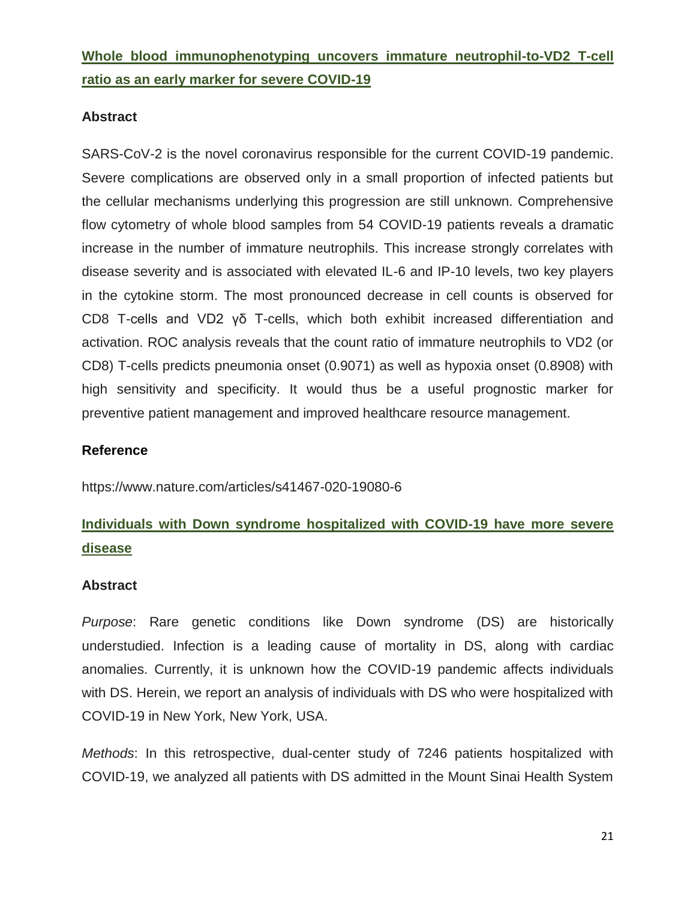## Whole blood immunophenotyping uncovers immature neutrophil-to-VD2 T-cell ratio as an early marker for severe COVID-19

### Abstract

SARS-CoV-2 is the novel coronavirus responsible for the current COVID-19 pandemic. Severe complications are observed only in a small proportion of infected patients but the cellular mechanisms underlying this progression are still unknown. Comprehensive flow cytometry of whole blood samples from 54 COVID-19 patients reveals a dramatic increase in the number of immature neutrophils. This increase strongly correlates with disease severity and is associated with elevated IL-6 and IP-10 levels, two key players in the cytokine storm. The most pronounced decrease in cell counts is observed for CD8 T-cells and VD2 γδ T-cells, which both exhibit increased differentiation and activation. ROC analysis reveals that the count ratio of immature neutrophils to VD2 (or CD8) T-cells predicts pneumonia onset (0.9071) as well as hypoxia onset (0.8908) with high sensitivity and specificity. It would thus be a useful prognostic marker for preventive patient management and improved healthcare resource management.

### Reference

https://www.nature.com/articles/s41467-020-19080-6

## Individuals with Down syndrome hospitalized with COVID-19 have more severe disease

### Abstract

*Purpose*: Rare genetic conditions like Down syndrome (DS) are historically understudied. Infection is a leading cause of mortality in DS, along with cardiac anomalies. Currently, it is unknown how the COVID-19 pandemic affects individuals with DS. Herein, we report an analysis of individuals with DS who were hospitalized with COVID-19 in New York, New York, USA.

*Methods*: In this retrospective, dual-center study of 7246 patients hospitalized with COVID-19, we analyzed all patients with DS admitted in the Mount Sinai Health System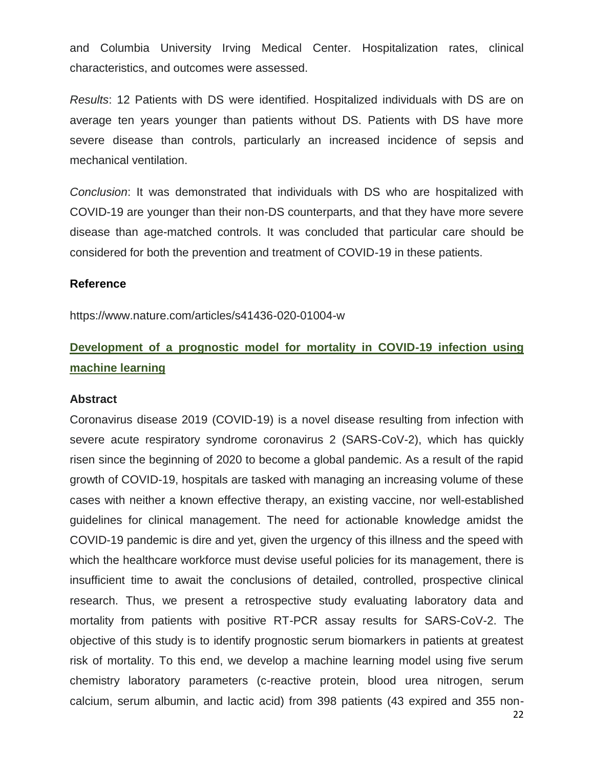and Columbia University Irving Medical Center. Hospitalization rates, clinical characteristics, and outcomes were assessed.

*Results*: 12 Patients with DS were identified. Hospitalized individuals with DS are on average ten years younger than patients without DS. Patients with DS have more severe disease than controls, particularly an increased incidence of sepsis and mechanical ventilation.

*Conclusion*: It was demonstrated that individuals with DS who are hospitalized with COVID-19 are younger than their non-DS counterparts, and that they have more severe disease than age-matched controls. It was concluded that particular care should be considered for both the prevention and treatment of COVID-19 in these patients.

**Reference**

https://www.nature.com/articles/s41436-020-01004-w

## Development of a prognostic model for mortality in COVID-19 infection using machine learning

**Abstract**

Coronavirus disease 2019 (COVID-19) is a novel disease resulting from infection with severe acute respiratory syndrome coronavirus 2 (SARS-CoV-2), which has quickly risen since the beginning of 2020 to become a global pandemic. As a result of the rapid growth of COVID-19, hospitals are tasked with managing an increasing volume of these cases with neither a known effective therapy, an existing vaccine, nor well-established guidelines for clinical management. The need for actionable knowledge amidst the COVID-19 pandemic is dire and yet, given the urgency of this illness and the speed with which the healthcare workforce must devise useful policies for its management, there is insufficient time to await the conclusions of detailed, controlled, prospective clinical research. Thus, we present a retrospective study evaluating laboratory data and mortality from patients with positive RT-PCR assay results for SARS-CoV-2. The objective of this study is to identify prognostic serum biomarkers in patients at greatest risk of mortality. To this end, we develop a machine learning model using five serum chemistry laboratory parameters (c-reactive protein, blood urea nitrogen, serum calcium, serum albumin, and lactic acid) from 398 patients (43 expired and 355 non-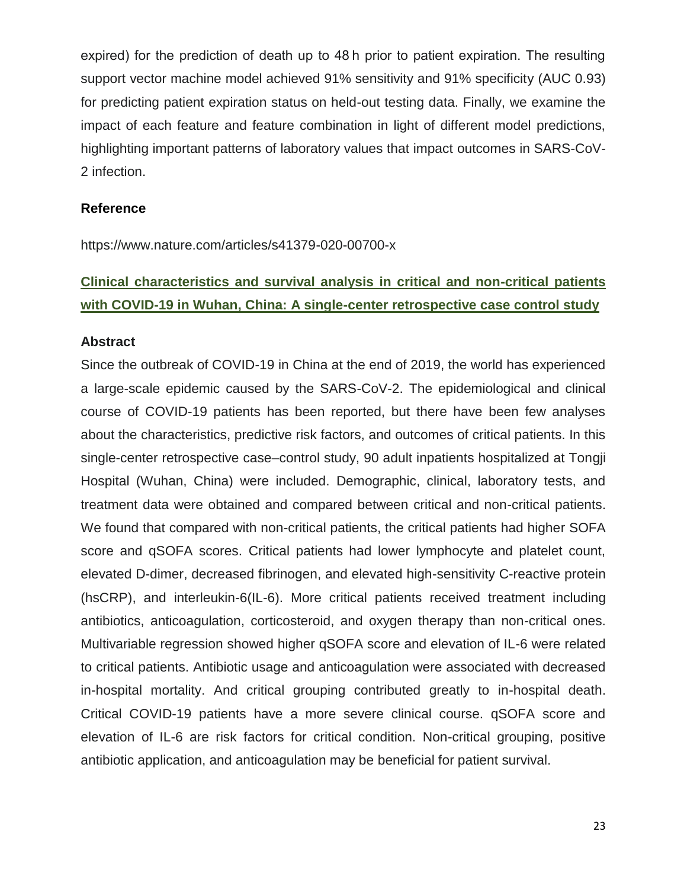expired) for the prediction of death up to 48 h prior to patient expiration. The resulting support vector machine model achieved 91% sensitivity and 91% specificity (AUC 0.93) for predicting patient expiration status on held-out testing data. Finally, we examine the impact of each feature and feature combination in light of different model predictions, highlighting important patterns of laboratory values that impact outcomes in SARS-CoV-2 infection.

### Reference

https://www.nature.com/articles/s41379-020-00700-x

## Clinical characteristics and survival analysis in critical and non-critical patients with COVID-19 in Wuhan, China: A single-center retrospective case control study

### Abstract

Since the outbreak of COVID-19 in China at the end of 2019, the world has experienced a large-scale epidemic caused by the SARS-CoV-2. The epidemiological and clinical course of COVID-19 patients has been reported, but there have been few analyses about the characteristics, predictive risk factors, and outcomes of critical patients. In this single-center retrospective case–control study, 90 adult inpatients hospitalized at Tongji Hospital (Wuhan, China) were included. Demographic, clinical, laboratory tests, and treatment data were obtained and compared between critical and non-critical patients. We found that compared with non-critical patients, the critical patients had higher SOFA score and qSOFA scores. Critical patients had lower lymphocyte and platelet count, elevated D-dimer, decreased fibrinogen, and elevated high-sensitivity C-reactive protein (hsCRP), and interleukin-6(IL-6). More critical patients received treatment including antibiotics, anticoagulation, corticosteroid, and oxygen therapy than non-critical ones. Multivariable regression showed higher qSOFA score and elevation of IL-6 were related to critical patients. Antibiotic usage and anticoagulation were associated with decreased in-hospital mortality. And critical grouping contributed greatly to in-hospital death. Critical COVID-19 patients have a more severe clinical course. qSOFA score and elevation of IL-6 are risk factors for critical condition. Non-critical grouping, positive antibiotic application, and anticoagulation may be beneficial for patient survival.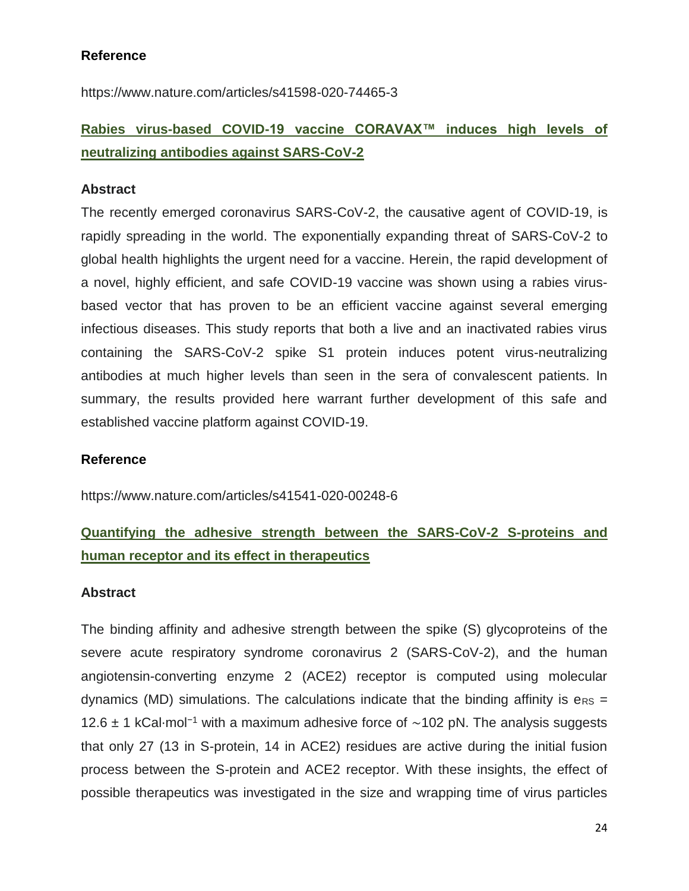**Reference**

https://www.nature.com/articles/s41598-020-74465-3

### Rabies virus-based COVID-19 vaccine CORAVAX™ induces high levels of neutralizing antibodies against SARS-CoV-2

**Abstract**

The recently emerged coronavirus SARS-CoV-2, the causative agent of COVID-19, is rapidly spreading in the world. The exponentially expanding threat of SARS-CoV-2 to global health highlights the urgent need for a vaccine. Herein, the rapid development of a novel, highly efficient, and safe COVID-19 vaccine was shown using a rabies virus-based vector that has proven to be an efficient vaccine against several emerging infectious diseases. This study reports that both a live and an inactivated rabies virus containing the SARS-CoV-2 spike S1 protein induces potent virus-neutralizing antibodies at much higher levels than seen in the sera of convalescent patients. In summary, the results provided here warrant further development of this safe and established vaccine platform against COVID-19.

**Reference**

https://www.nature.com/articles/s41541-020-00248-6

### Quantifying the adhesive strength between the SARS-CoV-2 S-proteins and human receptor and its effect in therapeutics

**Abstract**

The binding affinity and adhesive strength between the spike (S) glycoproteins of the severe acute respiratory syndrome coronavirus 2 (SARS-CoV-2), and the human angiotensin-converting enzyme 2 (ACE2) receptor is computed using molecular dynamics (MD) simulations. The calculations indicate that the binding affinity is $e_{RS}$ = 12.6 ± 1 kCal·mol$^{-1}$ with a maximum adhesive force of ∼102 pN. The analysis suggests that only 27 (13 in S-protein, 14 in ACE2) residues are active during the initial fusion process between the S-protein and ACE2 receptor. With these insights, the effect of possible therapeutics was investigated in the size and wrapping time of virus particles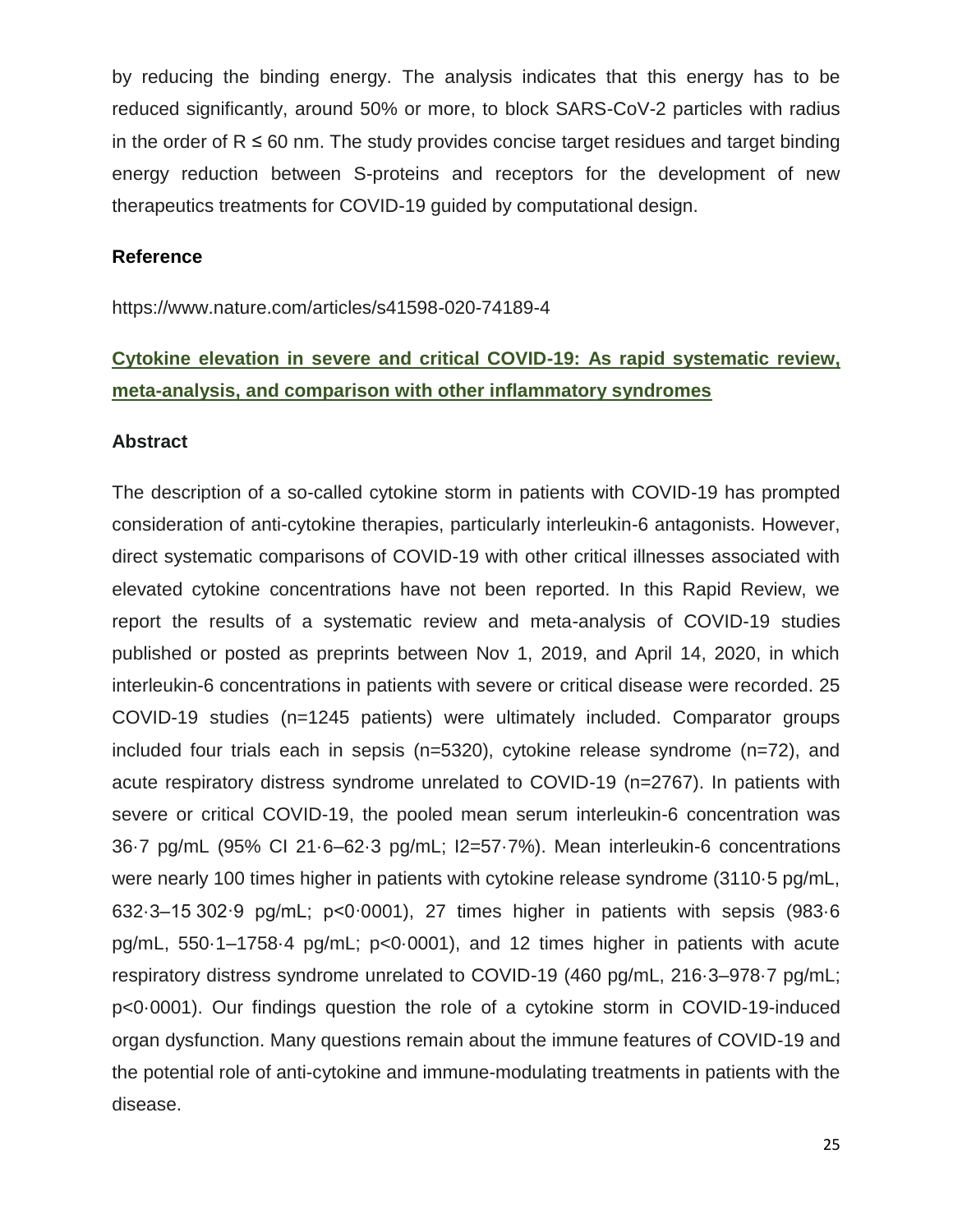by reducing the binding energy. The analysis indicates that this energy has to be reduced significantly, around 50% or more, to block SARS-CoV-2 particles with radius in the order of $R \leq 60$ nm. The study provides concise target residues and target binding energy reduction between S-proteins and receptors for the development of new therapeutics treatments for COVID-19 guided by computational design.

### Reference

https://www.nature.com/articles/s41598-020-74189-4

## Cytokine elevation in severe and critical COVID-19: As rapid systematic review, meta-analysis, and comparison with other inflammatory syndromes

### Abstract

The description of a so-called cytokine storm in patients with COVID-19 has prompted consideration of anti-cytokine therapies, particularly interleukin-6 antagonists. However, direct systematic comparisons of COVID-19 with other critical illnesses associated with elevated cytokine concentrations have not been reported. In this Rapid Review, we report the results of a systematic review and meta-analysis of COVID-19 studies published or posted as preprints between Nov 1, 2019, and April 14, 2020, in which interleukin-6 concentrations in patients with severe or critical disease were recorded. 25 COVID-19 studies (n=1245 patients) were ultimately included. Comparator groups included four trials each in sepsis (n=5320), cytokine release syndrome (n=72), and acute respiratory distress syndrome unrelated to COVID-19 (n=2767). In patients with severe or critical COVID-19, the pooled mean serum interleukin-6 concentration was 36·7 pg/mL (95% CI 21·6–62·3 pg/mL; $I^2$=57·7%). Mean interleukin-6 concentrations were nearly 100 times higher in patients with cytokine release syndrome (3110·5 pg/mL, 632·3–15 302·9 pg/mL; $p<0{\cdot}0001$), 27 times higher in patients with sepsis (983·6 pg/mL, 550·1–1758·4 pg/mL; $p<0{\cdot}0001$), and 12 times higher in patients with acute respiratory distress syndrome unrelated to COVID-19 (460 pg/mL, 216·3–978·7 pg/mL; $p<0{\cdot}0001$). Our findings question the role of a cytokine storm in COVID-19-induced organ dysfunction. Many questions remain about the immune features of COVID-19 and the potential role of anti-cytokine and immune-modulating treatments in patients with the disease.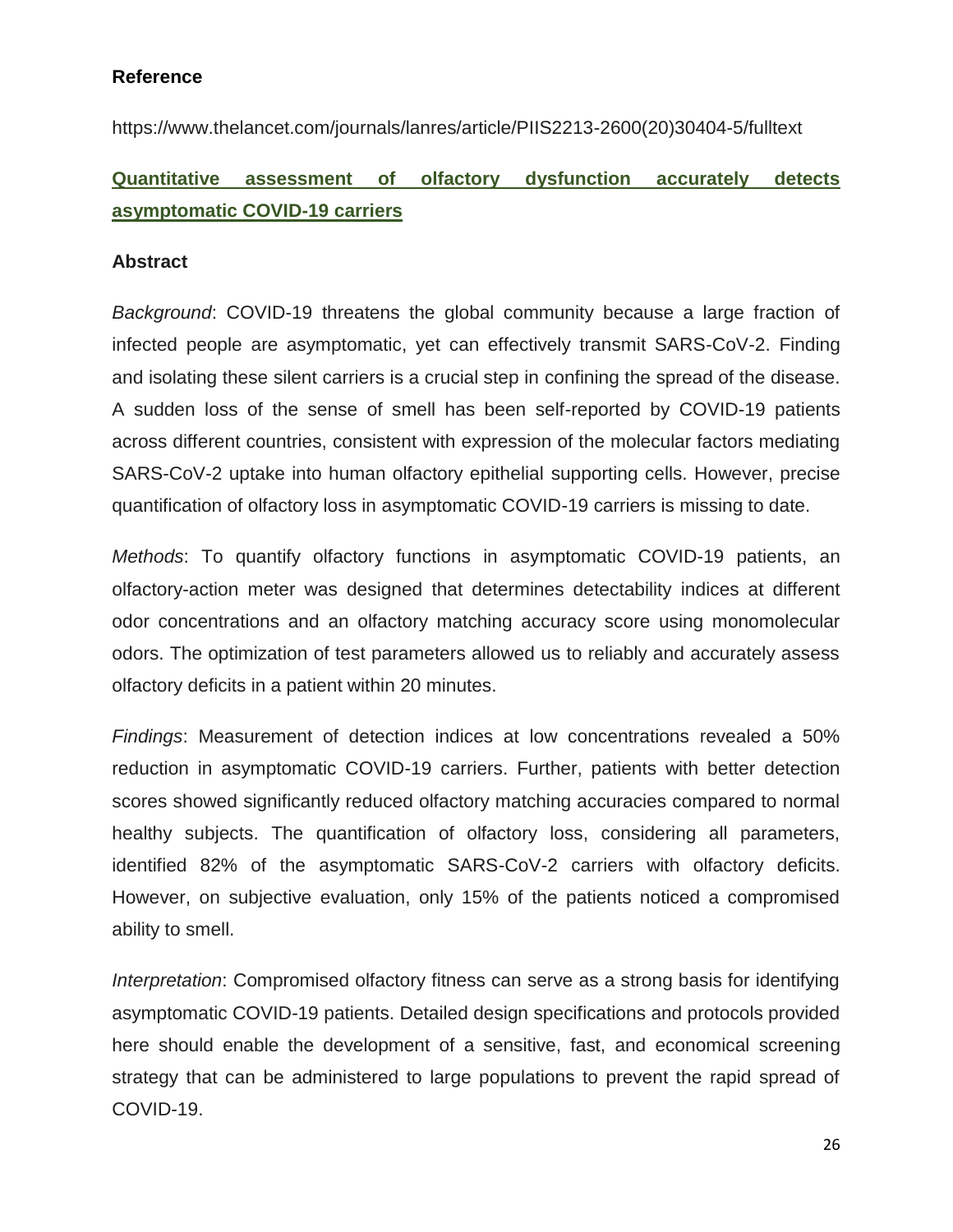**Reference**

https://www.thelancet.com/journals/lanres/article/PIIS2213-2600(20)30404-5/fulltext

## Quantitative assessment of olfactory dysfunction accurately detects asymptomatic COVID-19 carriers

**Abstract**

*Background*: COVID-19 threatens the global community because a large fraction of infected people are asymptomatic, yet can effectively transmit SARS-CoV-2. Finding and isolating these silent carriers is a crucial step in confining the spread of the disease. A sudden loss of the sense of smell has been self-reported by COVID-19 patients across different countries, consistent with expression of the molecular factors mediating SARS-CoV-2 uptake into human olfactory epithelial supporting cells. However, precise quantification of olfactory loss in asymptomatic COVID-19 carriers is missing to date.

*Methods*: To quantify olfactory functions in asymptomatic COVID-19 patients, an olfactory-action meter was designed that determines detectability indices at different odor concentrations and an olfactory matching accuracy score using monomolecular odors. The optimization of test parameters allowed us to reliably and accurately assess olfactory deficits in a patient within 20 minutes.

*Findings*: Measurement of detection indices at low concentrations revealed a 50% reduction in asymptomatic COVID-19 carriers. Further, patients with better detection scores showed significantly reduced olfactory matching accuracies compared to normal healthy subjects. The quantification of olfactory loss, considering all parameters, identified 82% of the asymptomatic SARS-CoV-2 carriers with olfactory deficits. However, on subjective evaluation, only 15% of the patients noticed a compromised ability to smell.

*Interpretation*: Compromised olfactory fitness can serve as a strong basis for identifying asymptomatic COVID-19 patients. Detailed design specifications and protocols provided here should enable the development of a sensitive, fast, and economical screening strategy that can be administered to large populations to prevent the rapid spread of COVID-19.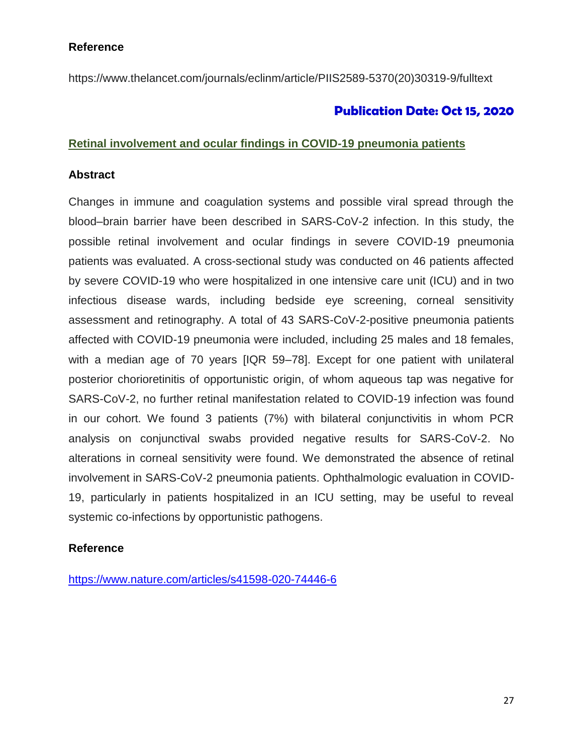**Reference**

https://www.thelancet.com/journals/eclinm/article/PIIS2589-5370(20)30319-9/fulltext

**Publication Date: Oct 15, 2020**

**Retinal involvement and ocular findings in COVID-19 pneumonia patients**

**Abstract**

Changes in immune and coagulation systems and possible viral spread through the blood–brain barrier have been described in SARS-CoV-2 infection. In this study, the possible retinal involvement and ocular findings in severe COVID-19 pneumonia patients was evaluated. A cross-sectional study was conducted on 46 patients affected by severe COVID-19 who were hospitalized in one intensive care unit (ICU) and in two infectious disease wards, including bedside eye screening, corneal sensitivity assessment and retinography. A total of 43 SARS-CoV-2-positive pneumonia patients affected with COVID-19 pneumonia were included, including 25 males and 18 females, with a median age of 70 years [IQR 59–78]. Except for one patient with unilateral posterior chorioretinitis of opportunistic origin, of whom aqueous tap was negative for SARS-CoV-2, no further retinal manifestation related to COVID-19 infection was found in our cohort. We found 3 patients (7%) with bilateral conjunctivitis in whom PCR analysis on conjunctival swabs provided negative results for SARS-CoV-2. No alterations in corneal sensitivity were found. We demonstrated the absence of retinal involvement in SARS-CoV-2 pneumonia patients. Ophthalmologic evaluation in COVID-19, particularly in patients hospitalized in an ICU setting, may be useful to reveal systemic co-infections by opportunistic pathogens.

**Reference**

https://www.nature.com/articles/s41598-020-74446-6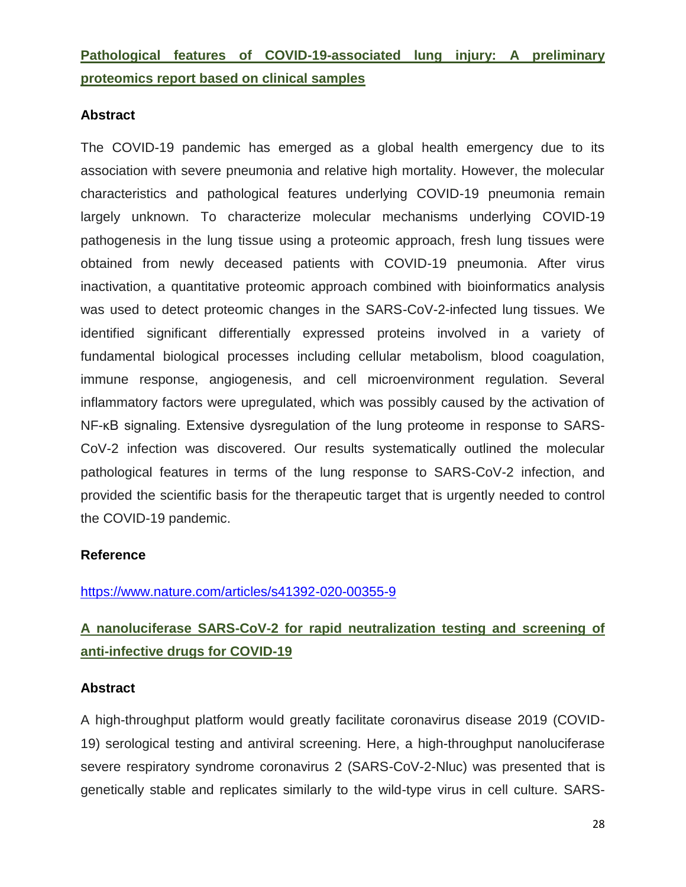## Pathological features of COVID-19-associated lung injury: A preliminary proteomics report based on clinical samples

### Abstract

The COVID-19 pandemic has emerged as a global health emergency due to its association with severe pneumonia and relative high mortality. However, the molecular characteristics and pathological features underlying COVID-19 pneumonia remain largely unknown. To characterize molecular mechanisms underlying COVID-19 pathogenesis in the lung tissue using a proteomic approach, fresh lung tissues were obtained from newly deceased patients with COVID-19 pneumonia. After virus inactivation, a quantitative proteomic approach combined with bioinformatics analysis was used to detect proteomic changes in the SARS-CoV-2-infected lung tissues. We identified significant differentially expressed proteins involved in a variety of fundamental biological processes including cellular metabolism, blood coagulation, immune response, angiogenesis, and cell microenvironment regulation. Several inflammatory factors were upregulated, which was possibly caused by the activation of NF-κB signaling. Extensive dysregulation of the lung proteome in response to SARS-CoV-2 infection was discovered. Our results systematically outlined the molecular pathological features in terms of the lung response to SARS-CoV-2 infection, and provided the scientific basis for the therapeutic target that is urgently needed to control the COVID-19 pandemic.

### Reference

https://www.nature.com/articles/s41392-020-00355-9

## A nanoluciferase SARS-CoV-2 for rapid neutralization testing and screening of anti-infective drugs for COVID-19

### Abstract

A high-throughput platform would greatly facilitate coronavirus disease 2019 (COVID-19) serological testing and antiviral screening. Here, a high-throughput nanoluciferase severe respiratory syndrome coronavirus 2 (SARS-CoV-2-Nluc) was presented that is genetically stable and replicates similarly to the wild-type virus in cell culture. SARS-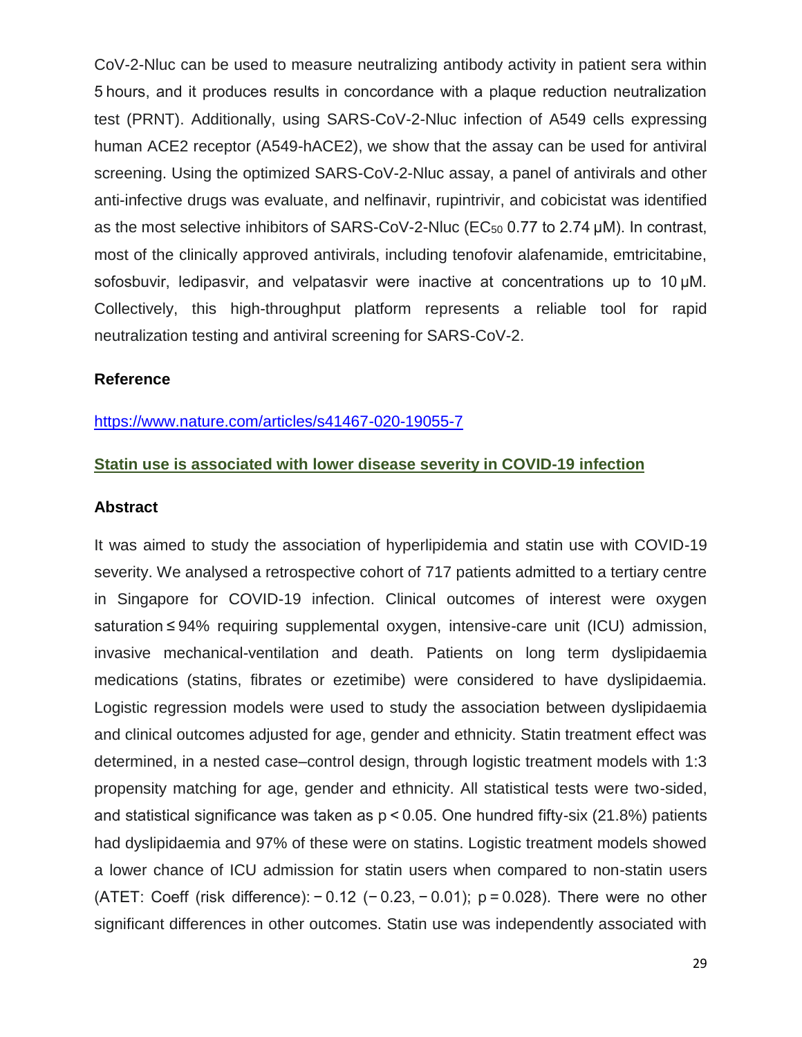CoV-2-Nluc can be used to measure neutralizing antibody activity in patient sera within 5 hours, and it produces results in concordance with a plaque reduction neutralization test (PRNT). Additionally, using SARS-CoV-2-Nluc infection of A549 cells expressing human ACE2 receptor (A549-hACE2), we show that the assay can be used for antiviral screening. Using the optimized SARS-CoV-2-Nluc assay, a panel of antivirals and other anti-infective drugs was evaluate, and nelfinavir, rupintrivir, and cobicistat was identified as the most selective inhibitors of SARS-CoV-2-Nluc ($EC_{50}$ 0.77 to 2.74 μM). In contrast, most of the clinically approved antivirals, including tenofovir alafenamide, emtricitabine, sofosbuvir, ledipasvir, and velpatasvir were inactive at concentrations up to 10 μM. Collectively, this high-throughput platform represents a reliable tool for rapid neutralization testing and antiviral screening for SARS-CoV-2.

**Reference**

https://www.nature.com/articles/s41467-020-19055-7

**Statin use is associated with lower disease severity in COVID-19 infection**

**Abstract**

It was aimed to study the association of hyperlipidemia and statin use with COVID-19 severity. We analysed a retrospective cohort of 717 patients admitted to a tertiary centre in Singapore for COVID-19 infection. Clinical outcomes of interest were oxygen saturation ≤ 94% requiring supplemental oxygen, intensive-care unit (ICU) admission, invasive mechanical-ventilation and death. Patients on long term dyslipidaemia medications (statins, fibrates or ezetimibe) were considered to have dyslipidaemia. Logistic regression models were used to study the association between dyslipidaemia and clinical outcomes adjusted for age, gender and ethnicity. Statin treatment effect was determined, in a nested case–control design, through logistic treatment models with 1:3 propensity matching for age, gender and ethnicity. All statistical tests were two-sided, and statistical significance was taken as $p < 0.05$. One hundred fifty-six (21.8%) patients had dyslipidaemia and 97% of these were on statins. Logistic treatment models showed a lower chance of ICU admission for statin users when compared to non-statin users (ATET: Coeff (risk difference): − 0.12 (− 0.23, − 0.01); p = 0.028). There were no other significant differences in other outcomes. Statin use was independently associated with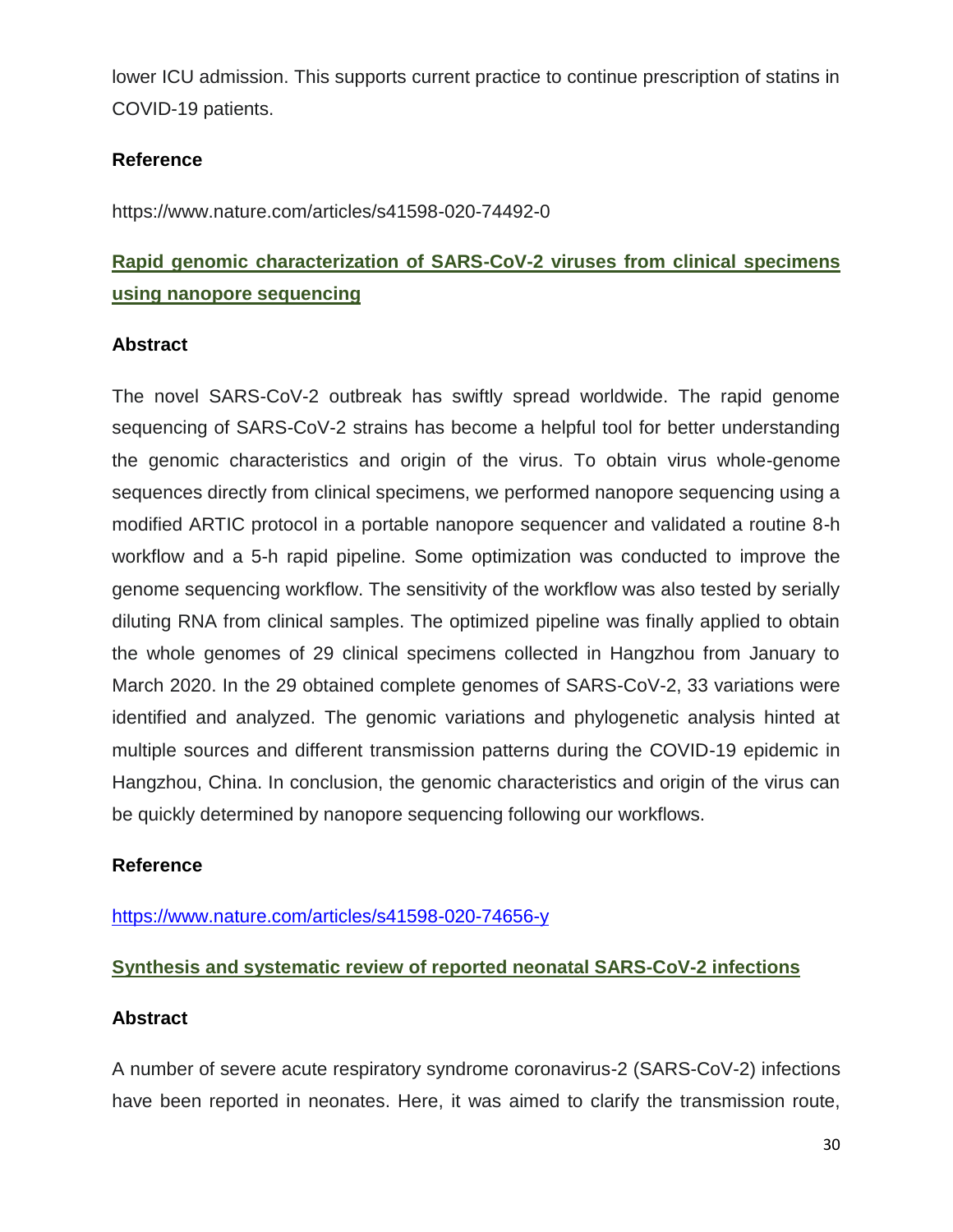lower ICU admission. This supports current practice to continue prescription of statins in COVID-19 patients.

**Reference**

https://www.nature.com/articles/s41598-020-74492-0

## Rapid genomic characterization of SARS-CoV-2 viruses from clinical specimens using nanopore sequencing

**Abstract**

The novel SARS-CoV-2 outbreak has swiftly spread worldwide. The rapid genome sequencing of SARS-CoV-2 strains has become a helpful tool for better understanding the genomic characteristics and origin of the virus. To obtain virus whole-genome sequences directly from clinical specimens, we performed nanopore sequencing using a modified ARTIC protocol in a portable nanopore sequencer and validated a routine 8-h workflow and a 5-h rapid pipeline. Some optimization was conducted to improve the genome sequencing workflow. The sensitivity of the workflow was also tested by serially diluting RNA from clinical samples. The optimized pipeline was finally applied to obtain the whole genomes of 29 clinical specimens collected in Hangzhou from January to March 2020. In the 29 obtained complete genomes of SARS-CoV-2, 33 variations were identified and analyzed. The genomic variations and phylogenetic analysis hinted at multiple sources and different transmission patterns during the COVID-19 epidemic in Hangzhou, China. In conclusion, the genomic characteristics and origin of the virus can be quickly determined by nanopore sequencing following our workflows.

**Reference**

https://www.nature.com/articles/s41598-020-74656-y

## Synthesis and systematic review of reported neonatal SARS-CoV-2 infections

**Abstract**

A number of severe acute respiratory syndrome coronavirus-2 (SARS-CoV-2) infections have been reported in neonates. Here, it was aimed to clarify the transmission route,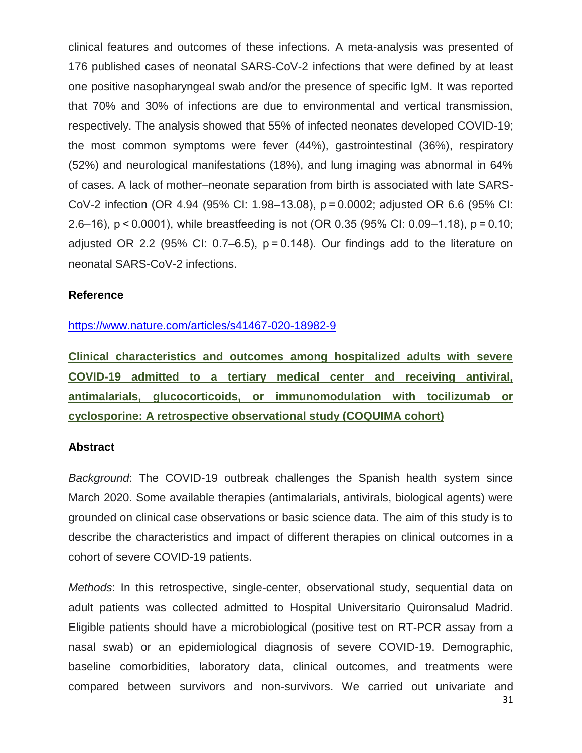clinical features and outcomes of these infections. A meta-analysis was presented of 176 published cases of neonatal SARS-CoV-2 infections that were defined by at least one positive nasopharyngeal swab and/or the presence of specific IgM. It was reported that 70% and 30% of infections are due to environmental and vertical transmission, respectively. The analysis showed that 55% of infected neonates developed COVID-19; the most common symptoms were fever (44%), gastrointestinal (36%), respiratory (52%) and neurological manifestations (18%), and lung imaging was abnormal in 64% of cases. A lack of mother–neonate separation from birth is associated with late SARS-CoV-2 infection (OR 4.94 (95% CI: 1.98–13.08), $p = 0.0002$; adjusted OR 6.6 (95% CI: 2.6–16), $p < 0.0001$), while breastfeeding is not (OR 0.35 (95% CI: 0.09–1.18), $p = 0.10$; adjusted OR 2.2 (95% CI: 0.7–6.5), $p = 0.148$). Our findings add to the literature on neonatal SARS-CoV-2 infections.

**Reference**

https://www.nature.com/articles/s41467-020-18982-9

**Clinical characteristics and outcomes among hospitalized adults with severe COVID-19 admitted to a tertiary medical center and receiving antiviral, antimalarials, glucocorticoids, or immunomodulation with tocilizumab or cyclosporine: A retrospective observational study (COQUIMA cohort)**

**Abstract**

*Background*: The COVID-19 outbreak challenges the Spanish health system since March 2020. Some available therapies (antimalarials, antivirals, biological agents) were grounded on clinical case observations or basic science data. The aim of this study is to describe the characteristics and impact of different therapies on clinical outcomes in a cohort of severe COVID-19 patients.

*Methods*: In this retrospective, single-center, observational study, sequential data on adult patients was collected admitted to Hospital Universitario Quironsalud Madrid. Eligible patients should have a microbiological (positive test on RT-PCR assay from a nasal swab) or an epidemiological diagnosis of severe COVID-19. Demographic, baseline comorbidities, laboratory data, clinical outcomes, and treatments were compared between survivors and non-survivors. We carried out univariate and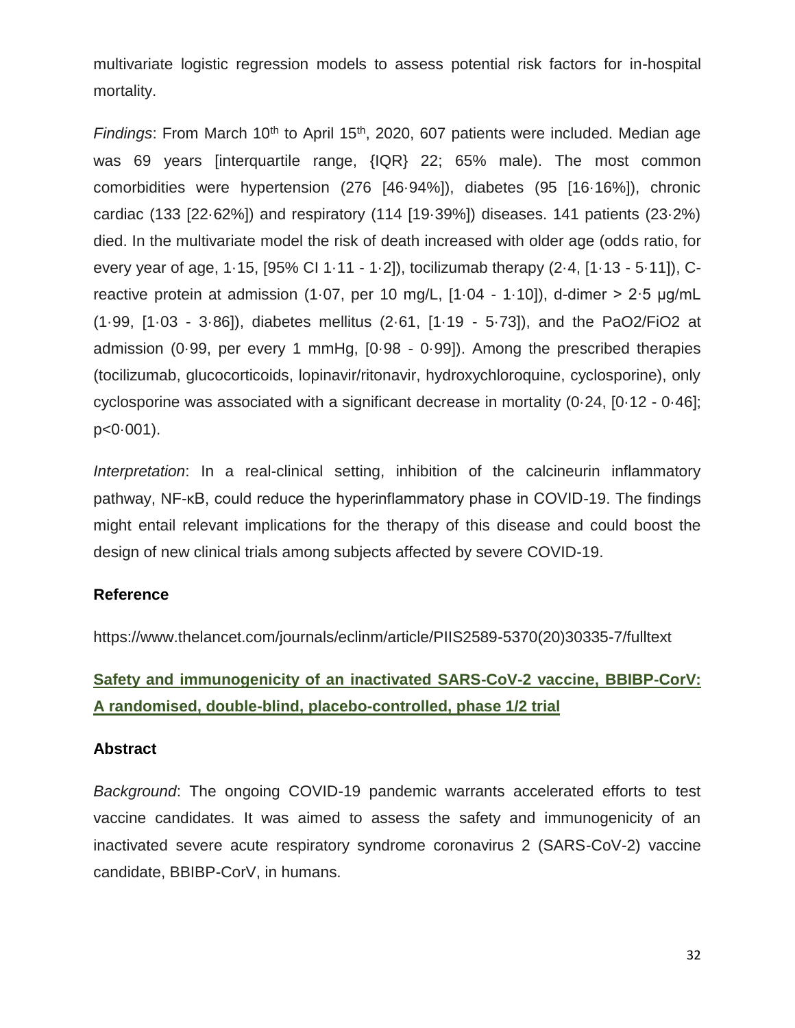multivariate logistic regression models to assess potential risk factors for in-hospital mortality.

*Findings*: From March 10th to April 15th, 2020, 607 patients were included. Median age was 69 years [interquartile range, {IQR} 22; 65% male). The most common comorbidities were hypertension (276 [46·94%]), diabetes (95 [16·16%]), chronic cardiac (133 [22·62%]) and respiratory (114 [19·39%]) diseases. 141 patients (23·2%) died. In the multivariate model the risk of death increased with older age (odds ratio, for every year of age, 1·15, [95% CI 1·11 - 1·2]), tocilizumab therapy (2·4, [1·13 - 5·11]), C-reactive protein at admission (1·07, per 10 mg/L, [1·04 - 1·10]), d-dimer > 2·5 μg/mL (1·99, [1·03 - 3·86]), diabetes mellitus (2·61, [1·19 - 5·73]), and the PaO2/FiO2 at admission (0·99, per every 1 mmHg, [0·98 - 0·99]). Among the prescribed therapies (tocilizumab, glucocorticoids, lopinavir/ritonavir, hydroxychloroquine, cyclosporine), only cyclosporine was associated with a significant decrease in mortality (0·24, [0·12 - 0·46]; p<0·001).

*Interpretation*: In a real-clinical setting, inhibition of the calcineurin inflammatory pathway, NF-κB, could reduce the hyperinflammatory phase in COVID-19. The findings might entail relevant implications for the therapy of this disease and could boost the design of new clinical trials among subjects affected by severe COVID-19.

**Reference**

https://www.thelancet.com/journals/eclinm/article/PIIS2589-5370(20)30335-7/fulltext

## Safety and immunogenicity of an inactivated SARS-CoV-2 vaccine, BBIBP-CorV: A randomised, double-blind, placebo-controlled, phase 1/2 trial

**Abstract**

*Background*: The ongoing COVID-19 pandemic warrants accelerated efforts to test vaccine candidates. It was aimed to assess the safety and immunogenicity of an inactivated severe acute respiratory syndrome coronavirus 2 (SARS-CoV-2) vaccine candidate, BBIBP-CorV, in humans.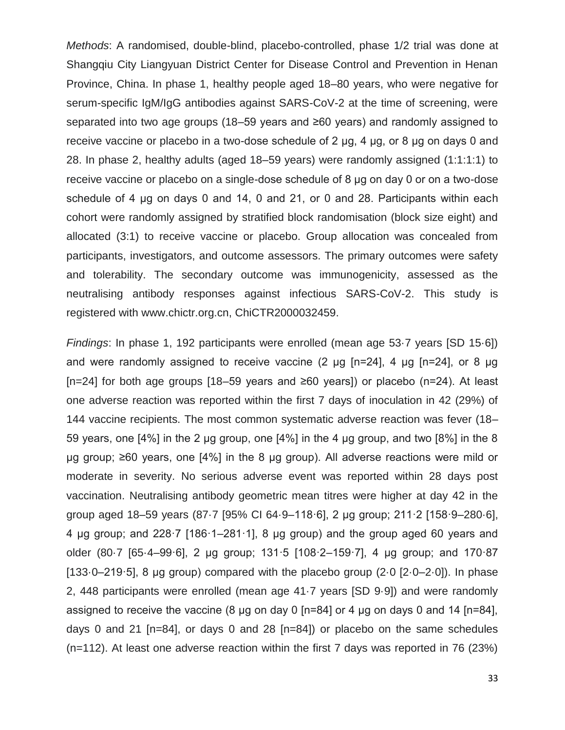*Methods*: A randomised, double-blind, placebo-controlled, phase 1/2 trial was done at Shangqiu City Liangyuan District Center for Disease Control and Prevention in Henan Province, China. In phase 1, healthy people aged 18–80 years, who were negative for serum-specific IgM/IgG antibodies against SARS-CoV-2 at the time of screening, were separated into two age groups (18–59 years and ≥60 years) and randomly assigned to receive vaccine or placebo in a two-dose schedule of 2 μg, 4 μg, or 8 μg on days 0 and 28. In phase 2, healthy adults (aged 18–59 years) were randomly assigned (1:1:1:1) to receive vaccine or placebo on a single-dose schedule of 8 μg on day 0 or on a two-dose schedule of 4 μg on days 0 and 14, 0 and 21, or 0 and 28. Participants within each cohort were randomly assigned by stratified block randomisation (block size eight) and allocated (3:1) to receive vaccine or placebo. Group allocation was concealed from participants, investigators, and outcome assessors. The primary outcomes were safety and tolerability. The secondary outcome was immunogenicity, assessed as the neutralising antibody responses against infectious SARS-CoV-2. This study is registered with www.chictr.org.cn, ChiCTR2000032459.

*Findings*: In phase 1, 192 participants were enrolled (mean age 53·7 years [SD 15·6]) and were randomly assigned to receive vaccine (2 μg [n=24], 4 μg [n=24], or 8 μg [n=24] for both age groups [18–59 years and ≥60 years]) or placebo (n=24). At least one adverse reaction was reported within the first 7 days of inoculation in 42 (29%) of 144 vaccine recipients. The most common systematic adverse reaction was fever (18–59 years, one [4%] in the 2 μg group, one [4%] in the 4 μg group, and two [8%] in the 8 μg group; ≥60 years, one [4%] in the 8 μg group). All adverse reactions were mild or moderate in severity. No serious adverse event was reported within 28 days post vaccination. Neutralising antibody geometric mean titres were higher at day 42 in the group aged 18–59 years (87·7 [95% CI 64·9–118·6], 2 μg group; 211·2 [158·9–280·6], 4 μg group; and 228·7 [186·1–281·1], 8 μg group) and the group aged 60 years and older (80·7 [65·4–99·6], 2 μg group; 131·5 [108·2–159·7], 4 μg group; and 170·87 [133·0–219·5], 8 μg group) compared with the placebo group (2·0 [2·0–2·0]). In phase 2, 448 participants were enrolled (mean age 41·7 years [SD 9·9]) and were randomly assigned to receive the vaccine (8 μg on day 0 [n=84] or 4 μg on days 0 and 14 [n=84], days 0 and 21 [n=84], or days 0 and 28 [n=84]) or placebo on the same schedules (n=112). At least one adverse reaction within the first 7 days was reported in 76 (23%)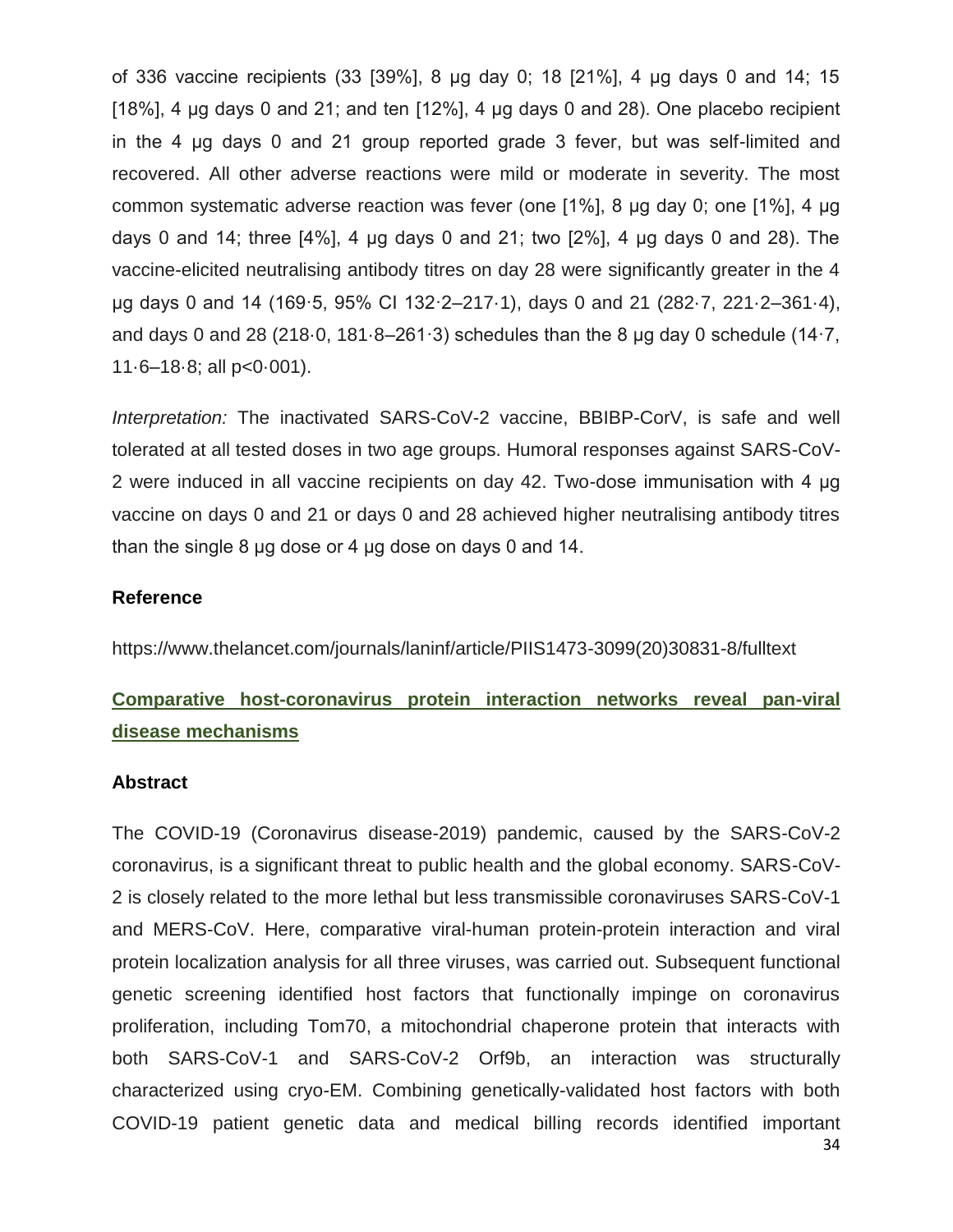of 336 vaccine recipients (33 [39%], 8 µg day 0; 18 [21%], 4 µg days 0 and 14; 15 [18%], 4 µg days 0 and 21; and ten [12%], 4 µg days 0 and 28). One placebo recipient in the 4 µg days 0 and 21 group reported grade 3 fever, but was self-limited and recovered. All other adverse reactions were mild or moderate in severity. The most common systematic adverse reaction was fever (one [1%], 8 µg day 0; one [1%], 4 µg days 0 and 14; three [4%], 4 µg days 0 and 21; two [2%], 4 µg days 0 and 28). The vaccine-elicited neutralising antibody titres on day 28 were significantly greater in the 4 µg days 0 and 14 (169·5, 95% CI 132·2–217·1), days 0 and 21 (282·7, 221·2–361·4), and days 0 and 28 (218·0, 181·8–261·3) schedules than the 8 µg day 0 schedule (14·7, 11·6–18·8; all p<0·001).

*Interpretation:* The inactivated SARS-CoV-2 vaccine, BBIBP-CorV, is safe and well tolerated at all tested doses in two age groups. Humoral responses against SARS-CoV-2 were induced in all vaccine recipients on day 42. Two-dose immunisation with 4 µg vaccine on days 0 and 21 or days 0 and 28 achieved higher neutralising antibody titres than the single 8 µg dose or 4 µg dose on days 0 and 14.

**Reference**

https://www.thelancet.com/journals/laninf/article/PIIS1473-3099(20)30831-8/fulltext

## Comparative host-coronavirus protein interaction networks reveal pan-viral disease mechanisms

**Abstract**

The COVID-19 (Coronavirus disease-2019) pandemic, caused by the SARS-CoV-2 coronavirus, is a significant threat to public health and the global economy. SARS-CoV-2 is closely related to the more lethal but less transmissible coronaviruses SARS-CoV-1 and MERS-CoV. Here, comparative viral-human protein-protein interaction and viral protein localization analysis for all three viruses, was carried out. Subsequent functional genetic screening identified host factors that functionally impinge on coronavirus proliferation, including Tom70, a mitochondrial chaperone protein that interacts with both SARS-CoV-1 and SARS-CoV-2 Orf9b, an interaction was structurally characterized using cryo-EM. Combining genetically-validated host factors with both COVID-19 patient genetic data and medical billing records identified important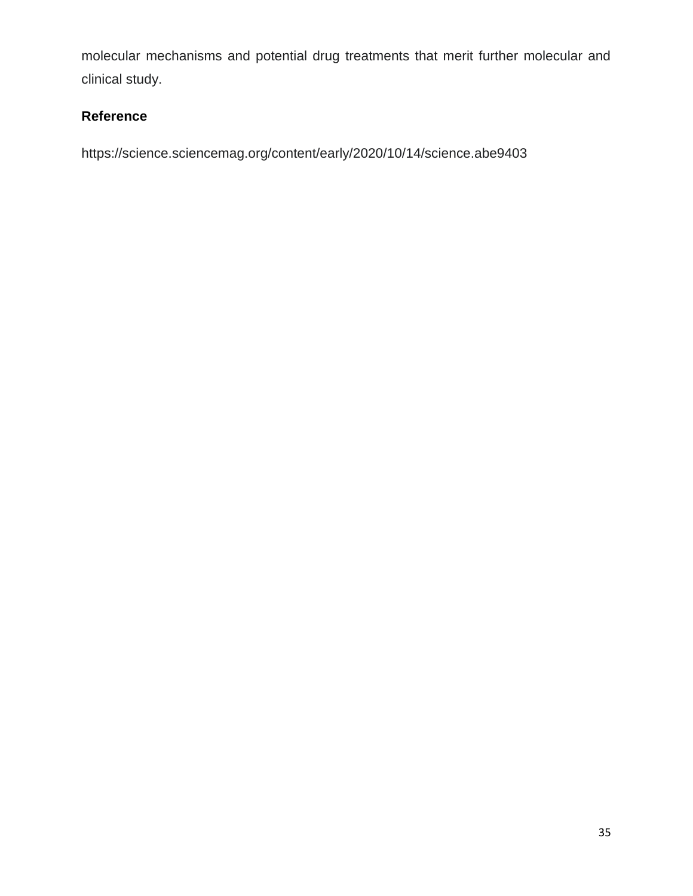molecular mechanisms and potential drug treatments that merit further molecular and clinical study.

## Reference

https://science.sciencemag.org/content/early/2020/10/14/science.abe9403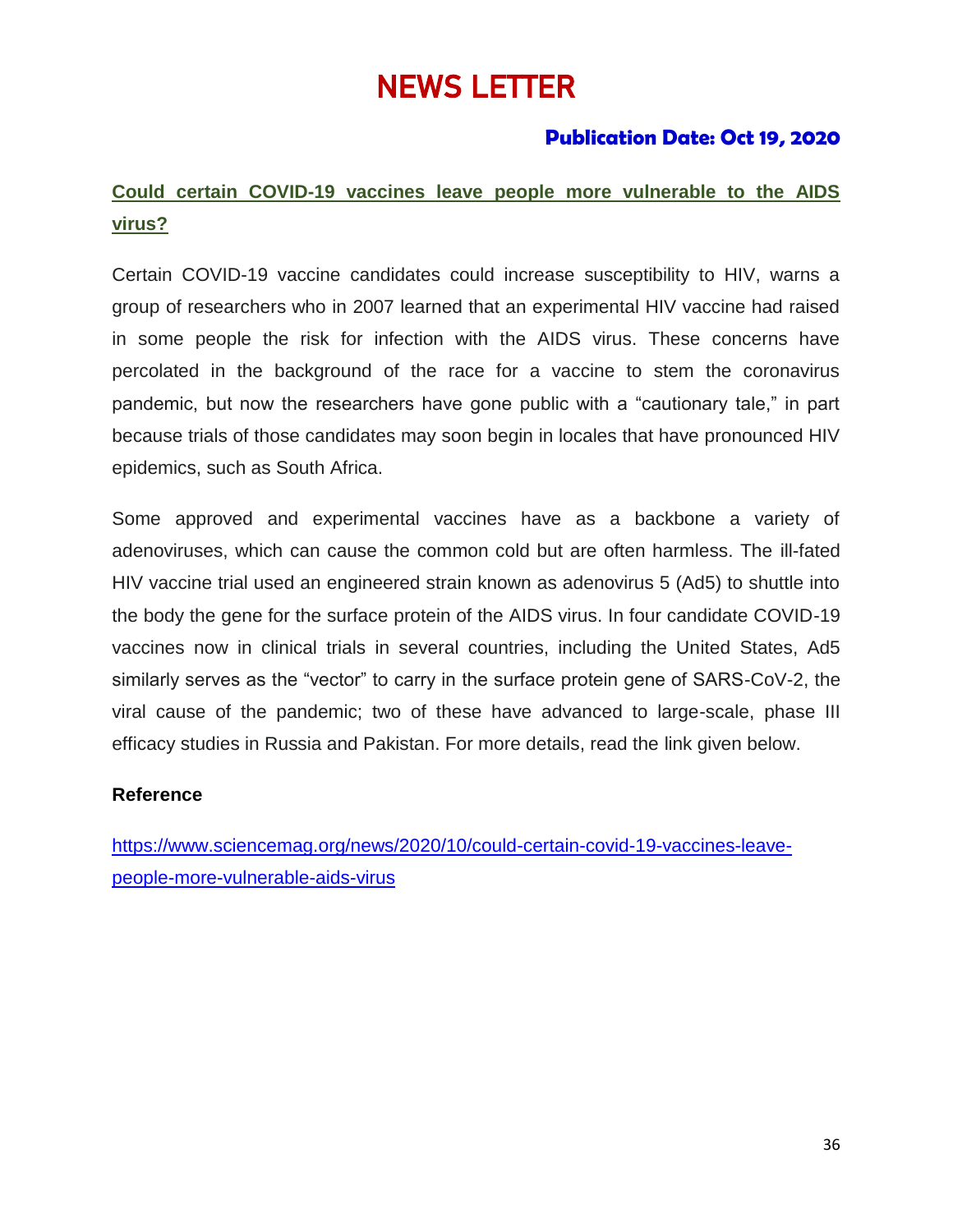# NEWS LETTER

**Publication Date: Oct 19, 2020**

## Could certain COVID-19 vaccines leave people more vulnerable to the AIDS virus?

Certain COVID-19 vaccine candidates could increase susceptibility to HIV, warns a group of researchers who in 2007 learned that an experimental HIV vaccine had raised in some people the risk for infection with the AIDS virus. These concerns have percolated in the background of the race for a vaccine to stem the coronavirus pandemic, but now the researchers have gone public with a "cautionary tale," in part because trials of those candidates may soon begin in locales that have pronounced HIV epidemics, such as South Africa.

Some approved and experimental vaccines have as a backbone a variety of adenoviruses, which can cause the common cold but are often harmless. The ill-fated HIV vaccine trial used an engineered strain known as adenovirus 5 (Ad5) to shuttle into the body the gene for the surface protein of the AIDS virus. In four candidate COVID-19 vaccines now in clinical trials in several countries, including the United States, Ad5 similarly serves as the "vector" to carry in the surface protein gene of SARS-CoV-2, the viral cause of the pandemic; two of these have advanced to large-scale, phase III efficacy studies in Russia and Pakistan. For more details, read the link given below.

**Reference**

https://www.sciencemag.org/news/2020/10/could-certain-covid-19-vaccines-leave-people-more-vulnerable-aids-virus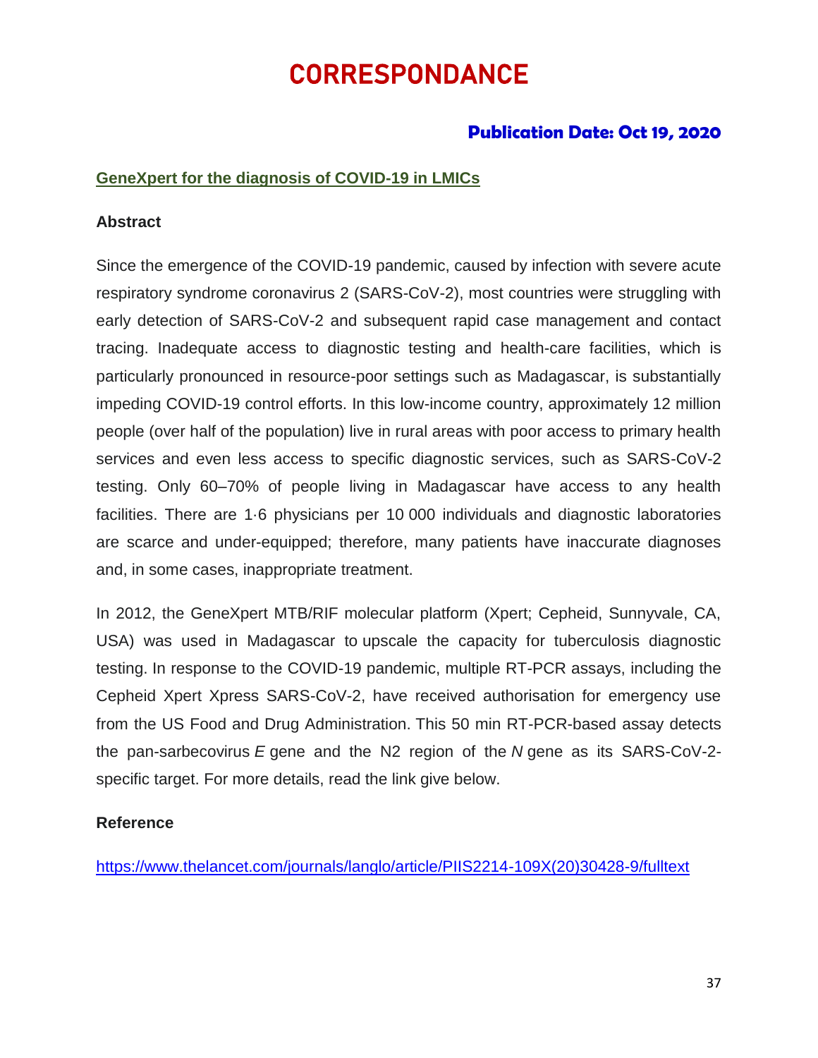# CORRESPONDANCE

**Publication Date: Oct 19, 2020**

## GeneXpert for the diagnosis of COVID-19 in LMICs

### Abstract

Since the emergence of the COVID-19 pandemic, caused by infection with severe acute respiratory syndrome coronavirus 2 (SARS-CoV-2), most countries were struggling with early detection of SARS-CoV-2 and subsequent rapid case management and contact tracing. Inadequate access to diagnostic testing and health-care facilities, which is particularly pronounced in resource-poor settings such as Madagascar, is substantially impeding COVID-19 control efforts. In this low-income country, approximately 12 million people (over half of the population) live in rural areas with poor access to primary health services and even less access to specific diagnostic services, such as SARS-CoV-2 testing. Only 60–70% of people living in Madagascar have access to any health facilities. There are 1·6 physicians per 10 000 individuals and diagnostic laboratories are scarce and under-equipped; therefore, many patients have inaccurate diagnoses and, in some cases, inappropriate treatment.

In 2012, the GeneXpert MTB/RIF molecular platform (Xpert; Cepheid, Sunnyvale, CA, USA) was used in Madagascar to upscale the capacity for tuberculosis diagnostic testing. In response to the COVID-19 pandemic, multiple RT-PCR assays, including the Cepheid Xpert Xpress SARS-CoV-2, have received authorisation for emergency use from the US Food and Drug Administration. This 50 min RT-PCR-based assay detects the pan-sarbecovirus *E* gene and the N2 region of the *N* gene as its SARS-CoV-2-specific target. For more details, read the link give below.

### Reference

https://www.thelancet.com/journals/langlo/article/PIIS2214-109X(20)30428-9/fulltext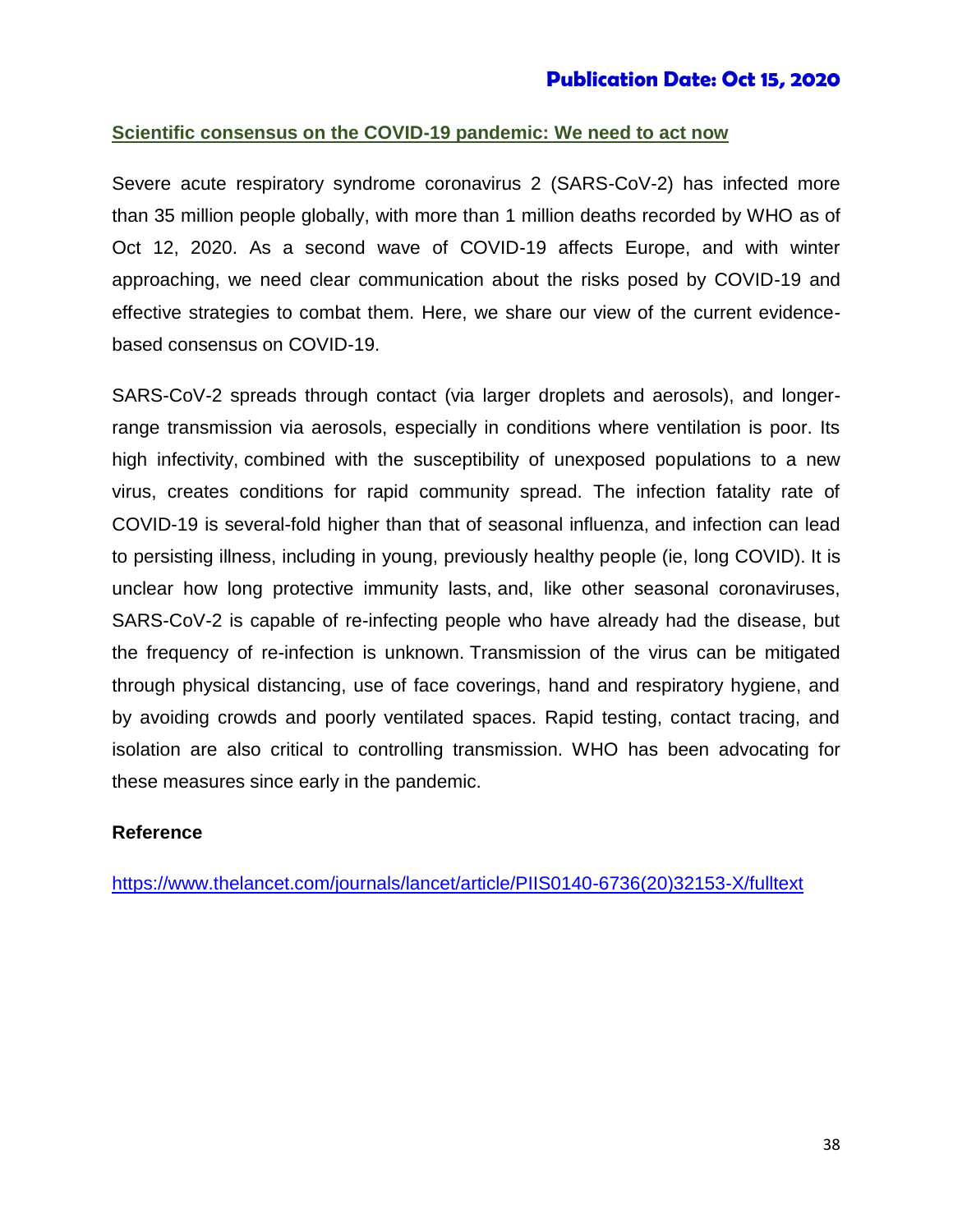**Publication Date: Oct 15, 2020**

## Scientific consensus on the COVID-19 pandemic: We need to act now

Severe acute respiratory syndrome coronavirus 2 (SARS-CoV-2) has infected more than 35 million people globally, with more than 1 million deaths recorded by WHO as of Oct 12, 2020. As a second wave of COVID-19 affects Europe, and with winter approaching, we need clear communication about the risks posed by COVID-19 and effective strategies to combat them. Here, we share our view of the current evidence-based consensus on COVID-19.

SARS-CoV-2 spreads through contact (via larger droplets and aerosols), and longer-range transmission via aerosols, especially in conditions where ventilation is poor. Its high infectivity, combined with the susceptibility of unexposed populations to a new virus, creates conditions for rapid community spread. The infection fatality rate of COVID-19 is several-fold higher than that of seasonal influenza, and infection can lead to persisting illness, including in young, previously healthy people (ie, long COVID). It is unclear how long protective immunity lasts, and, like other seasonal coronaviruses, SARS-CoV-2 is capable of re-infecting people who have already had the disease, but the frequency of re-infection is unknown. Transmission of the virus can be mitigated through physical distancing, use of face coverings, hand and respiratory hygiene, and by avoiding crowds and poorly ventilated spaces. Rapid testing, contact tracing, and isolation are also critical to controlling transmission. WHO has been advocating for these measures since early in the pandemic.

**Reference**

https://www.thelancet.com/journals/lancet/article/PIIS0140-6736(20)32153-X/fulltext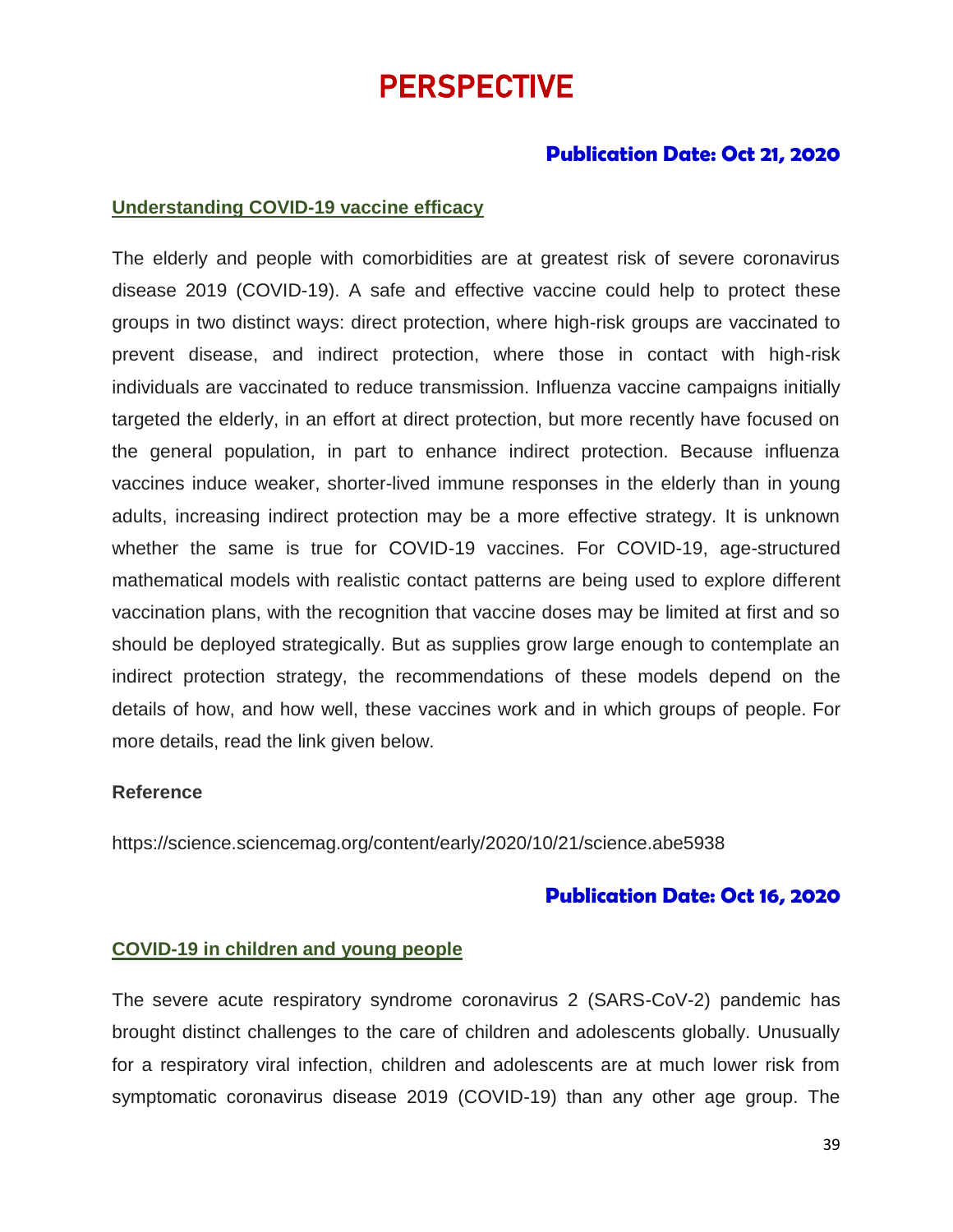# PERSPECTIVE

**Publication Date: Oct 21, 2020**

## Understanding COVID-19 vaccine efficacy

The elderly and people with comorbidities are at greatest risk of severe coronavirus disease 2019 (COVID-19). A safe and effective vaccine could help to protect these groups in two distinct ways: direct protection, where high-risk groups are vaccinated to prevent disease, and indirect protection, where those in contact with high-risk individuals are vaccinated to reduce transmission. Influenza vaccine campaigns initially targeted the elderly, in an effort at direct protection, but more recently have focused on the general population, in part to enhance indirect protection. Because influenza vaccines induce weaker, shorter-lived immune responses in the elderly than in young adults, increasing indirect protection may be a more effective strategy. It is unknown whether the same is true for COVID-19 vaccines. For COVID-19, age-structured mathematical models with realistic contact patterns are being used to explore different vaccination plans, with the recognition that vaccine doses may be limited at first and so should be deployed strategically. But as supplies grow large enough to contemplate an indirect protection strategy, the recommendations of these models depend on the details of how, and how well, these vaccines work and in which groups of people. For more details, read the link given below.

**Reference**

https://science.sciencemag.org/content/early/2020/10/21/science.abe5938

**Publication Date: Oct 16, 2020**

## COVID-19 in children and young people

The severe acute respiratory syndrome coronavirus 2 (SARS-CoV-2) pandemic has brought distinct challenges to the care of children and adolescents globally. Unusually for a respiratory viral infection, children and adolescents are at much lower risk from symptomatic coronavirus disease 2019 (COVID-19) than any other age group. The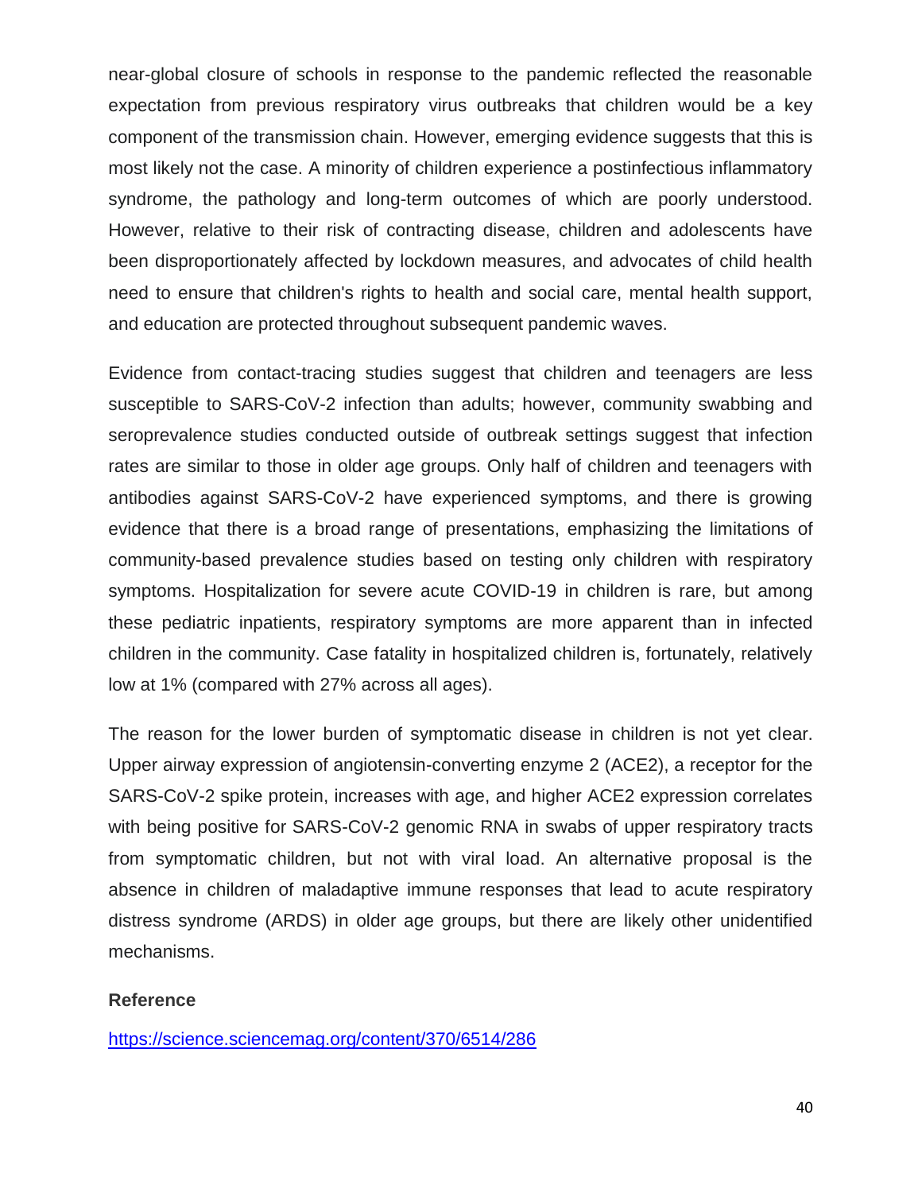near-global closure of schools in response to the pandemic reflected the reasonable expectation from previous respiratory virus outbreaks that children would be a key component of the transmission chain. However, emerging evidence suggests that this is most likely not the case. A minority of children experience a postinfectious inflammatory syndrome, the pathology and long-term outcomes of which are poorly understood. However, relative to their risk of contracting disease, children and adolescents have been disproportionately affected by lockdown measures, and advocates of child health need to ensure that children's rights to health and social care, mental health support, and education are protected throughout subsequent pandemic waves.

Evidence from contact-tracing studies suggest that children and teenagers are less susceptible to SARS-CoV-2 infection than adults; however, community swabbing and seroprevalence studies conducted outside of outbreak settings suggest that infection rates are similar to those in older age groups. Only half of children and teenagers with antibodies against SARS-CoV-2 have experienced symptoms, and there is growing evidence that there is a broad range of presentations, emphasizing the limitations of community-based prevalence studies based on testing only children with respiratory symptoms. Hospitalization for severe acute COVID-19 in children is rare, but among these pediatric inpatients, respiratory symptoms are more apparent than in infected children in the community. Case fatality in hospitalized children is, fortunately, relatively low at 1% (compared with 27% across all ages).

The reason for the lower burden of symptomatic disease in children is not yet clear. Upper airway expression of angiotensin-converting enzyme 2 (ACE2), a receptor for the SARS-CoV-2 spike protein, increases with age, and higher ACE2 expression correlates with being positive for SARS-CoV-2 genomic RNA in swabs of upper respiratory tracts from symptomatic children, but not with viral load. An alternative proposal is the absence in children of maladaptive immune responses that lead to acute respiratory distress syndrome (ARDS) in older age groups, but there are likely other unidentified mechanisms.

**Reference**

https://science.sciencemag.org/content/370/6514/286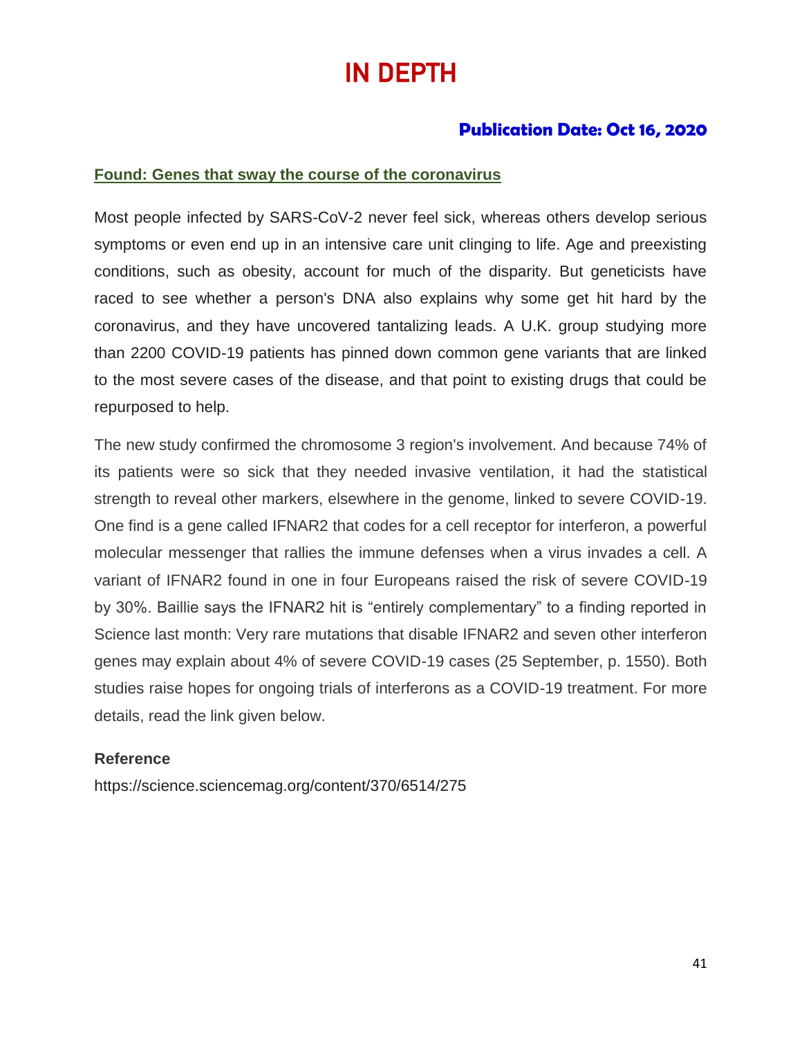# IN DEPTH

### Publication Date: Oct 16, 2020

## Found: Genes that sway the course of the coronavirus

Most people infected by SARS-CoV-2 never feel sick, whereas others develop serious symptoms or even end up in an intensive care unit clinging to life. Age and preexisting conditions, such as obesity, account for much of the disparity. But geneticists have raced to see whether a person's DNA also explains why some get hit hard by the coronavirus, and they have uncovered tantalizing leads. A U.K. group studying more than 2200 COVID-19 patients has pinned down common gene variants that are linked to the most severe cases of the disease, and that point to existing drugs that could be repurposed to help.

The new study confirmed the chromosome 3 region's involvement. And because 74% of its patients were so sick that they needed invasive ventilation, it had the statistical strength to reveal other markers, elsewhere in the genome, linked to severe COVID-19. One find is a gene called IFNAR2 that codes for a cell receptor for interferon, a powerful molecular messenger that rallies the immune defenses when a virus invades a cell. A variant of IFNAR2 found in one in four Europeans raised the risk of severe COVID-19 by 30%. Baillie says the IFNAR2 hit is "entirely complementary" to a finding reported in Science last month: Very rare mutations that disable IFNAR2 and seven other interferon genes may explain about 4% of severe COVID-19 cases (25 September, p. 1550). Both studies raise hopes for ongoing trials of interferons as a COVID-19 treatment. For more details, read the link given below.

**Reference**

https://science.sciencemag.org/content/370/6514/275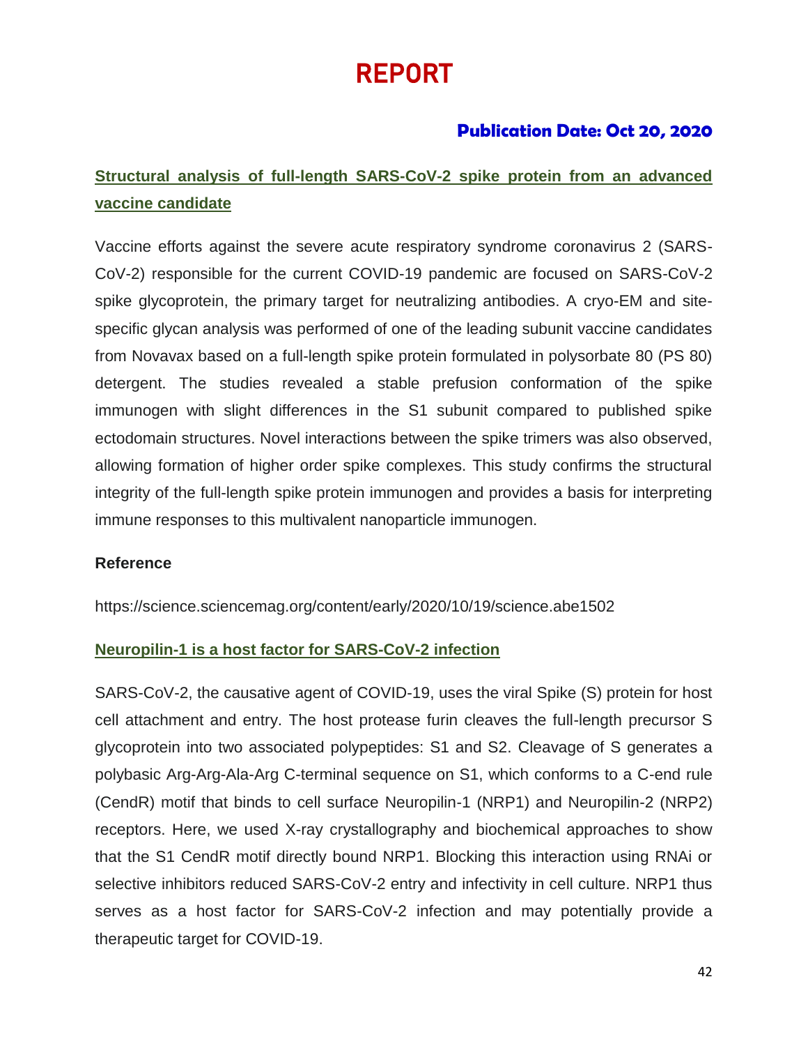# REPORT

## Publication Date: Oct 20, 2020

### Structural analysis of full-length SARS-CoV-2 spike protein from an advanced vaccine candidate

Vaccine efforts against the severe acute respiratory syndrome coronavirus 2 (SARS-CoV-2) responsible for the current COVID-19 pandemic are focused on SARS-CoV-2 spike glycoprotein, the primary target for neutralizing antibodies. A cryo-EM and site-specific glycan analysis was performed of one of the leading subunit vaccine candidates from Novavax based on a full-length spike protein formulated in polysorbate 80 (PS 80) detergent. The studies revealed a stable prefusion conformation of the spike immunogen with slight differences in the S1 subunit compared to published spike ectodomain structures. Novel interactions between the spike trimers was also observed, allowing formation of higher order spike complexes. This study confirms the structural integrity of the full-length spike protein immunogen and provides a basis for interpreting immune responses to this multivalent nanoparticle immunogen.

**Reference**

https://science.sciencemag.org/content/early/2020/10/19/science.abe1502

### Neuropilin-1 is a host factor for SARS-CoV-2 infection

SARS-CoV-2, the causative agent of COVID-19, uses the viral Spike (S) protein for host cell attachment and entry. The host protease furin cleaves the full-length precursor S glycoprotein into two associated polypeptides: S1 and S2. Cleavage of S generates a polybasic Arg-Arg-Ala-Arg C-terminal sequence on S1, which conforms to a C-end rule (CendR) motif that binds to cell surface Neuropilin-1 (NRP1) and Neuropilin-2 (NRP2) receptors. Here, we used X-ray crystallography and biochemical approaches to show that the S1 CendR motif directly bound NRP1. Blocking this interaction using RNAi or selective inhibitors reduced SARS-CoV-2 entry and infectivity in cell culture. NRP1 thus serves as a host factor for SARS-CoV-2 infection and may potentially provide a therapeutic target for COVID-19.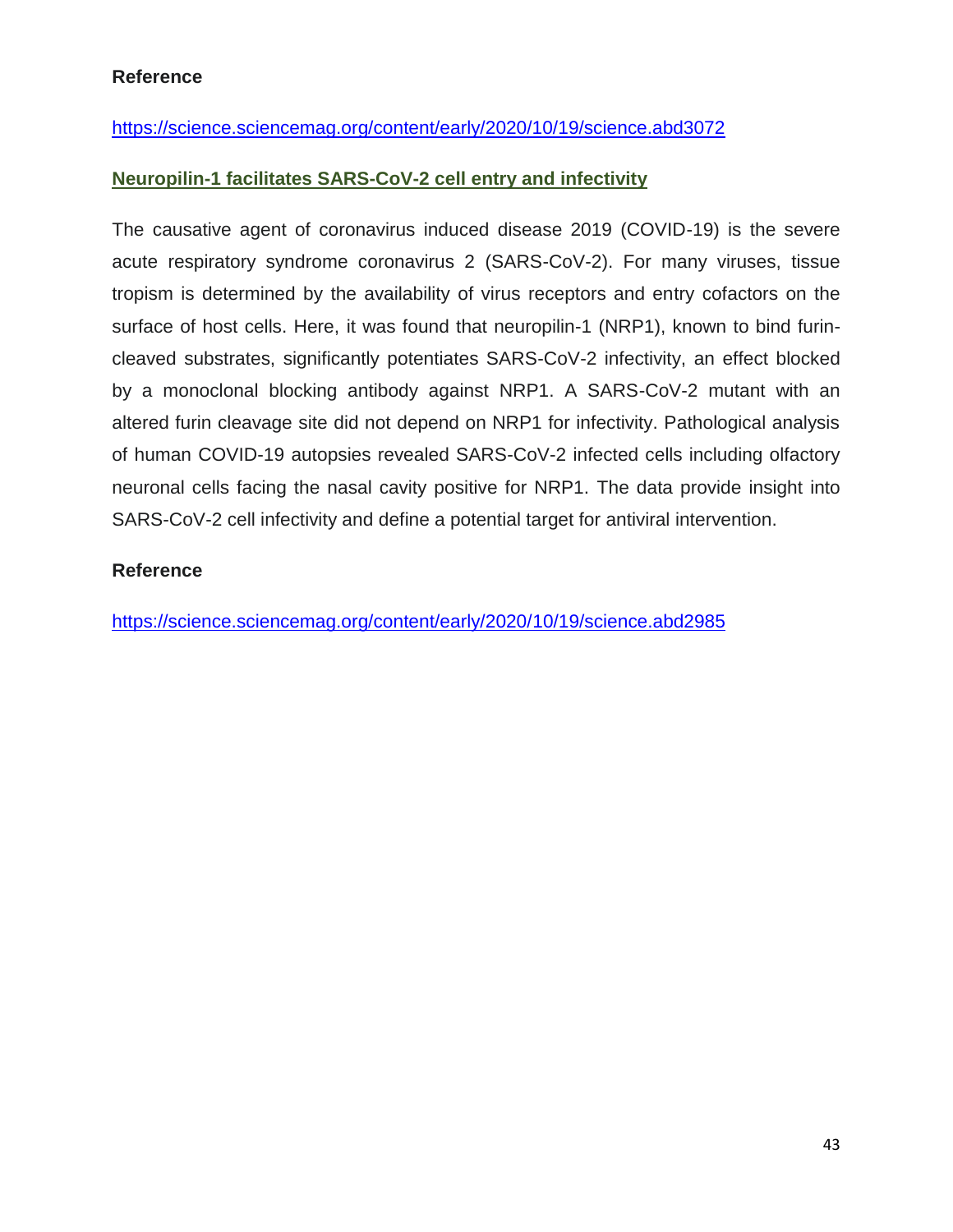**Reference**

https://science.sciencemag.org/content/early/2020/10/19/science.abd3072

## Neuropilin-1 facilitates SARS-CoV-2 cell entry and infectivity

The causative agent of coronavirus induced disease 2019 (COVID-19) is the severe acute respiratory syndrome coronavirus 2 (SARS-CoV-2). For many viruses, tissue tropism is determined by the availability of virus receptors and entry cofactors on the surface of host cells. Here, it was found that neuropilin-1 (NRP1), known to bind furin-cleaved substrates, significantly potentiates SARS-CoV-2 infectivity, an effect blocked by a monoclonal blocking antibody against NRP1. A SARS-CoV-2 mutant with an altered furin cleavage site did not depend on NRP1 for infectivity. Pathological analysis of human COVID-19 autopsies revealed SARS-CoV-2 infected cells including olfactory neuronal cells facing the nasal cavity positive for NRP1. The data provide insight into SARS-CoV-2 cell infectivity and define a potential target for antiviral intervention.

**Reference**

https://science.sciencemag.org/content/early/2020/10/19/science.abd2985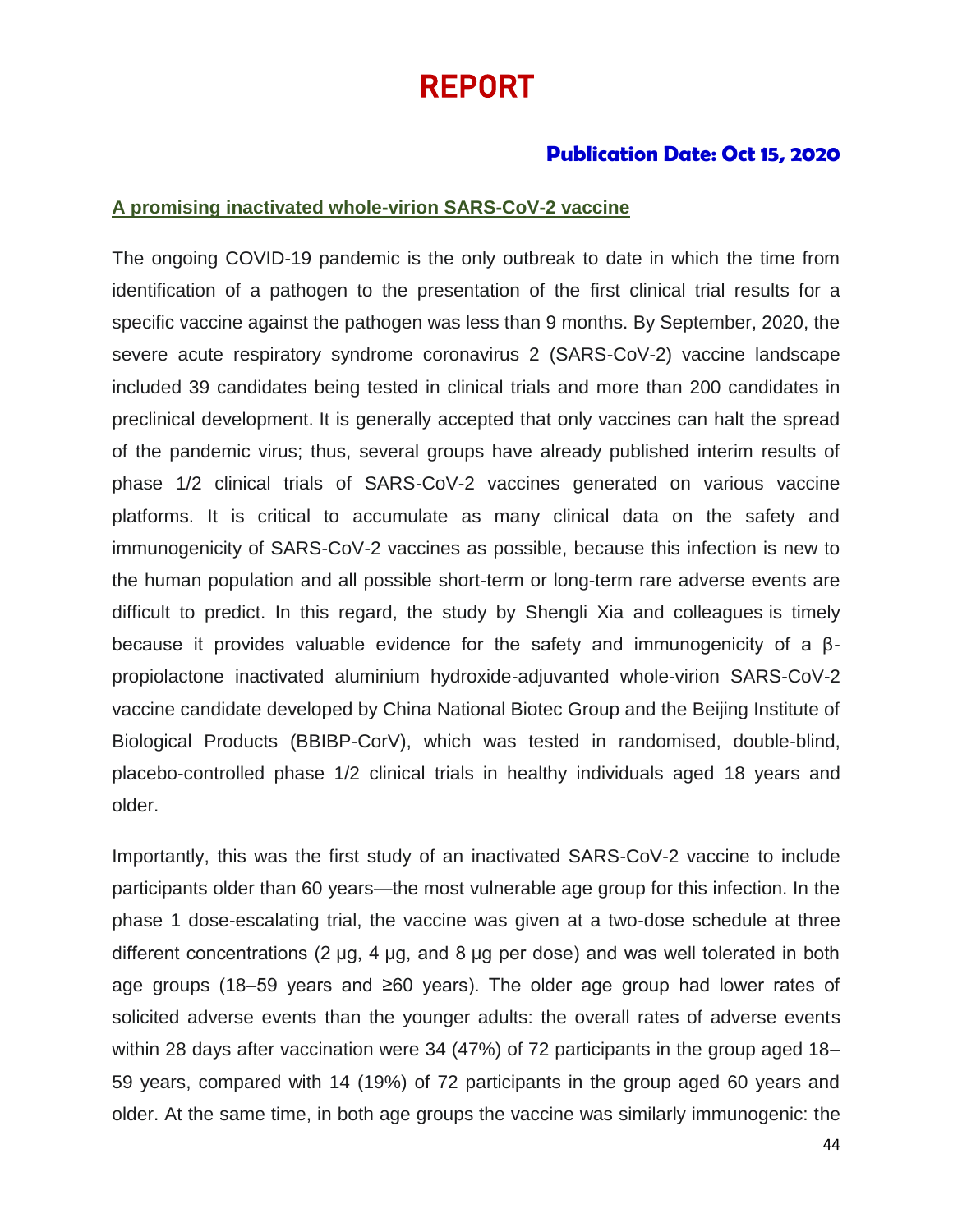# REPORT

**Publication Date: Oct 15, 2020**

## A promising inactivated whole-virion SARS-CoV-2 vaccine

The ongoing COVID-19 pandemic is the only outbreak to date in which the time from identification of a pathogen to the presentation of the first clinical trial results for a specific vaccine against the pathogen was less than 9 months. By September, 2020, the severe acute respiratory syndrome coronavirus 2 (SARS-CoV-2) vaccine landscape included 39 candidates being tested in clinical trials and more than 200 candidates in preclinical development. It is generally accepted that only vaccines can halt the spread of the pandemic virus; thus, several groups have already published interim results of phase 1/2 clinical trials of SARS-CoV-2 vaccines generated on various vaccine platforms. It is critical to accumulate as many clinical data on the safety and immunogenicity of SARS-CoV-2 vaccines as possible, because this infection is new to the human population and all possible short-term or long-term rare adverse events are difficult to predict. In this regard, the study by Shengli Xia and colleagues is timely because it provides valuable evidence for the safety and immunogenicity of a β-propiolactone inactivated aluminium hydroxide-adjuvanted whole-virion SARS-CoV-2 vaccine candidate developed by China National Biotec Group and the Beijing Institute of Biological Products (BBIBP-CorV), which was tested in randomised, double-blind, placebo-controlled phase 1/2 clinical trials in healthy individuals aged 18 years and older.

Importantly, this was the first study of an inactivated SARS-CoV-2 vaccine to include participants older than 60 years—the most vulnerable age group for this infection. In the phase 1 dose-escalating trial, the vaccine was given at a two-dose schedule at three different concentrations (2 μg, 4 μg, and 8 μg per dose) and was well tolerated in both age groups (18–59 years and ≥60 years). The older age group had lower rates of solicited adverse events than the younger adults: the overall rates of adverse events within 28 days after vaccination were 34 (47%) of 72 participants in the group aged 18–59 years, compared with 14 (19%) of 72 participants in the group aged 60 years and older. At the same time, in both age groups the vaccine was similarly immunogenic: the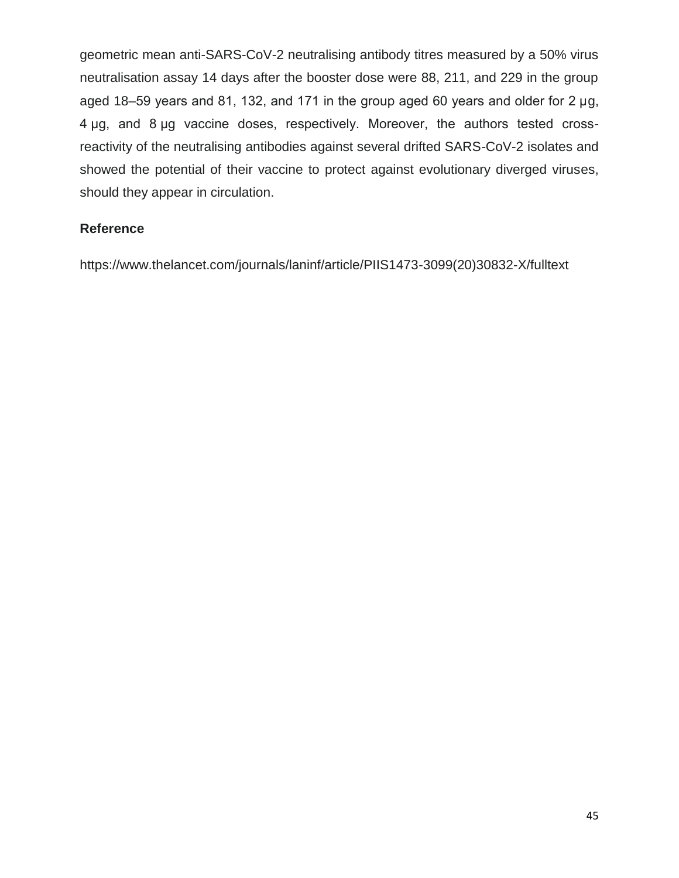geometric mean anti-SARS-CoV-2 neutralising antibody titres measured by a 50% virus neutralisation assay 14 days after the booster dose were 88, 211, and 229 in the group aged 18–59 years and 81, 132, and 171 in the group aged 60 years and older for 2 µg, 4 µg, and 8 µg vaccine doses, respectively. Moreover, the authors tested cross-reactivity of the neutralising antibodies against several drifted SARS-CoV-2 isolates and showed the potential of their vaccine to protect against evolutionary diverged viruses, should they appear in circulation.

### Reference

https://www.thelancet.com/journals/laninf/article/PIIS1473-3099(20)30832-X/fulltext